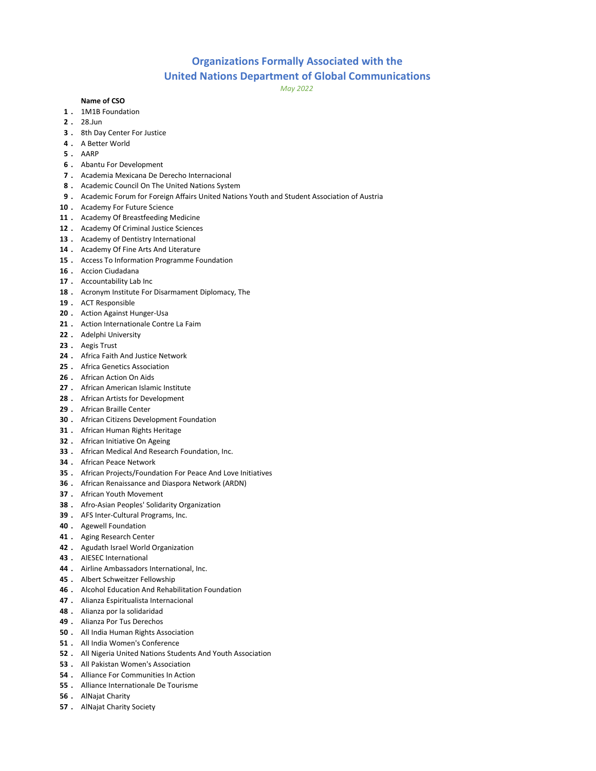# Organizations Formally Associated with the United Nations Department of Global Communications

*May 2022*

**Name of CSO**

1. 1M1B Foundation
2. 28.Jun
3. 8th Day Center For Justice
4. A Better World
5. AARP
6. Abantu For Development
7. Academia Mexicana De Derecho Internacional
8. Academic Council On The United Nations System
9. Academic Forum for Foreign Affairs United Nations Youth and Student Association of Austria
10. Academy For Future Science
11. Academy Of Breastfeeding Medicine
12. Academy Of Criminal Justice Sciences
13. Academy of Dentistry International
14. Academy Of Fine Arts And Literature
15. Access To Information Programme Foundation
16. Accion Ciudadana
17. Accountability Lab Inc
18. Acronym Institute For Disarmament Diplomacy, The
19. ACT Responsible
20. Action Against Hunger-Usa
21. Action Internationale Contre La Faim
22. Adelphi University
23. Aegis Trust
24. Africa Faith And Justice Network
25. Africa Genetics Association
26. African Action On Aids
27. African American Islamic Institute
28. African Artists for Development
29. African Braille Center
30. African Citizens Development Foundation
31. African Human Rights Heritage
32. African Initiative On Ageing
33. African Medical And Research Foundation, Inc.
34. African Peace Network
35. African Projects/Foundation For Peace And Love Initiatives
36. African Renaissance and Diaspora Network (ARDN)
37. African Youth Movement
38. Afro-Asian Peoples' Solidarity Organization
39. AFS Inter-Cultural Programs, Inc.
40. Agewell Foundation
41. Aging Research Center
42. Agudath Israel World Organization
43. AIESEC International
44. Airline Ambassadors International, Inc.
45. Albert Schweitzer Fellowship
46. Alcohol Education And Rehabilitation Foundation
47. Alianza Espiritualista Internacional
48. Alianza por la solidaridad
49. Alianza Por Tus Derechos
50. All India Human Rights Association
51. All India Women's Conference
52. All Nigeria United Nations Students And Youth Association
53. All Pakistan Women's Association
54. Alliance For Communities In Action
55. Alliance Internationale De Tourisme
56. AlNajat Charity
57. AlNajat Charity Society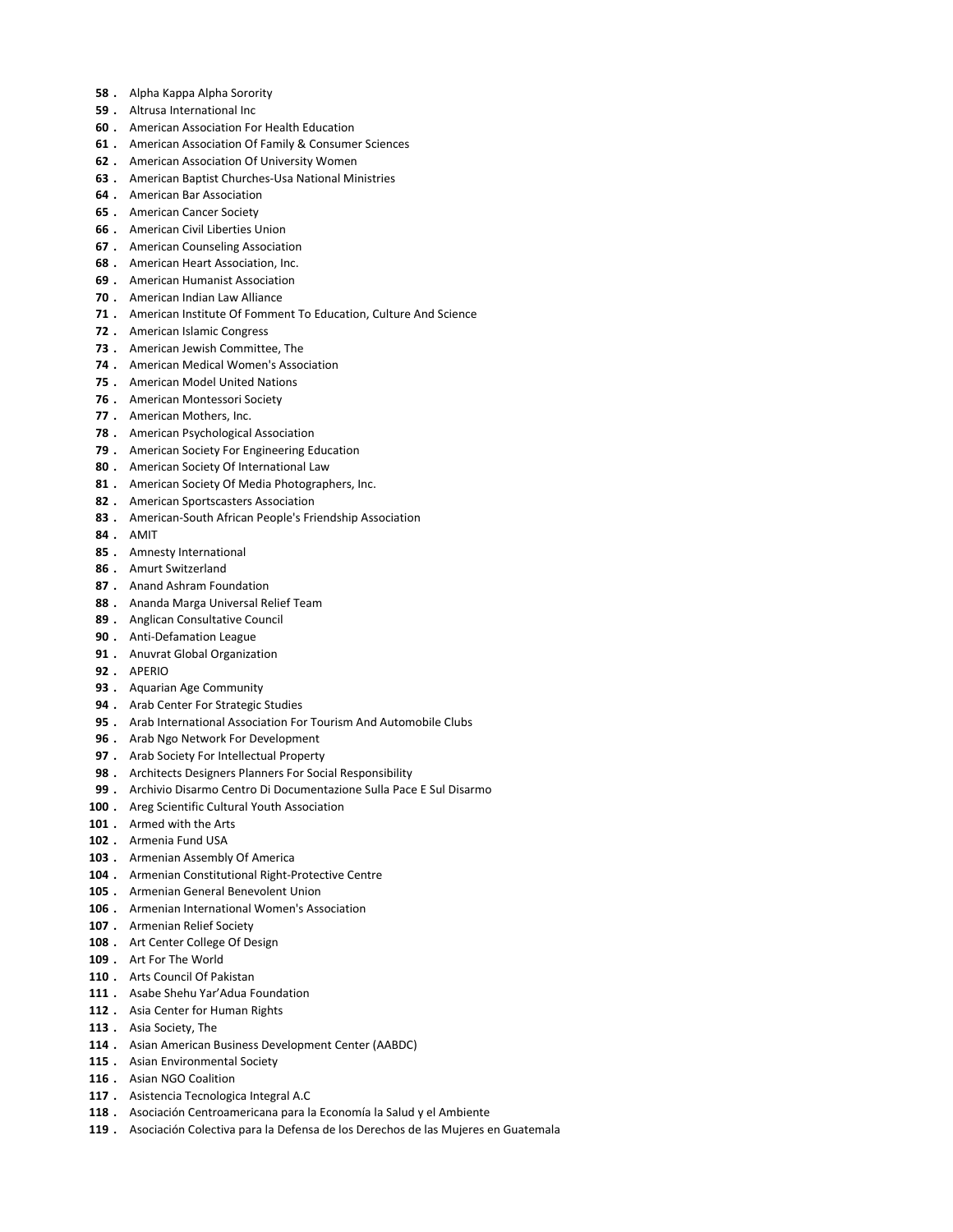58. Alpha Kappa Alpha Sorority
59. Altrusa International Inc
60. American Association For Health Education
61. American Association Of Family & Consumer Sciences
62. American Association Of University Women
63. American Baptist Churches-Usa National Ministries
64. American Bar Association
65. American Cancer Society
66. American Civil Liberties Union
67. American Counseling Association
68. American Heart Association, Inc.
69. American Humanist Association
70. American Indian Law Alliance
71. American Institute Of Fomment To Education, Culture And Science
72. American Islamic Congress
73. American Jewish Committee, The
74. American Medical Women's Association
75. American Model United Nations
76. American Montessori Society
77. American Mothers, Inc.
78. American Psychological Association
79. American Society For Engineering Education
80. American Society Of International Law
81. American Society Of Media Photographers, Inc.
82. American Sportscasters Association
83. American-South African People's Friendship Association
84. AMIT
85. Amnesty International
86. Amurt Switzerland
87. Anand Ashram Foundation
88. Ananda Marga Universal Relief Team
89. Anglican Consultative Council
90. Anti-Defamation League
91. Anuvrat Global Organization
92. APERIO
93. Aquarian Age Community
94. Arab Center For Strategic Studies
95. Arab International Association For Tourism And Automobile Clubs
96. Arab Ngo Network For Development
97. Arab Society For Intellectual Property
98. Architects Designers Planners For Social Responsibility
99. Archivio Disarmo Centro Di Documentazione Sulla Pace E Sul Disarmo
100. Areg Scientific Cultural Youth Association
101. Armed with the Arts
102. Armenia Fund USA
103. Armenian Assembly Of America
104. Armenian Constitutional Right-Protective Centre
105. Armenian General Benevolent Union
106. Armenian International Women's Association
107. Armenian Relief Society
108. Art Center College Of Design
109. Art For The World
110. Arts Council Of Pakistan
111. Asabe Shehu Yar'Adua Foundation
112. Asia Center for Human Rights
113. Asia Society, The
114. Asian American Business Development Center (AABDC)
115. Asian Environmental Society
116. Asian NGO Coalition
117. Asistencia Tecnologica Integral A.C
118. Asociación Centroamericana para la Economía la Salud y el Ambiente
119. Asociación Colectiva para la Defensa de los Derechos de las Mujeres en Guatemala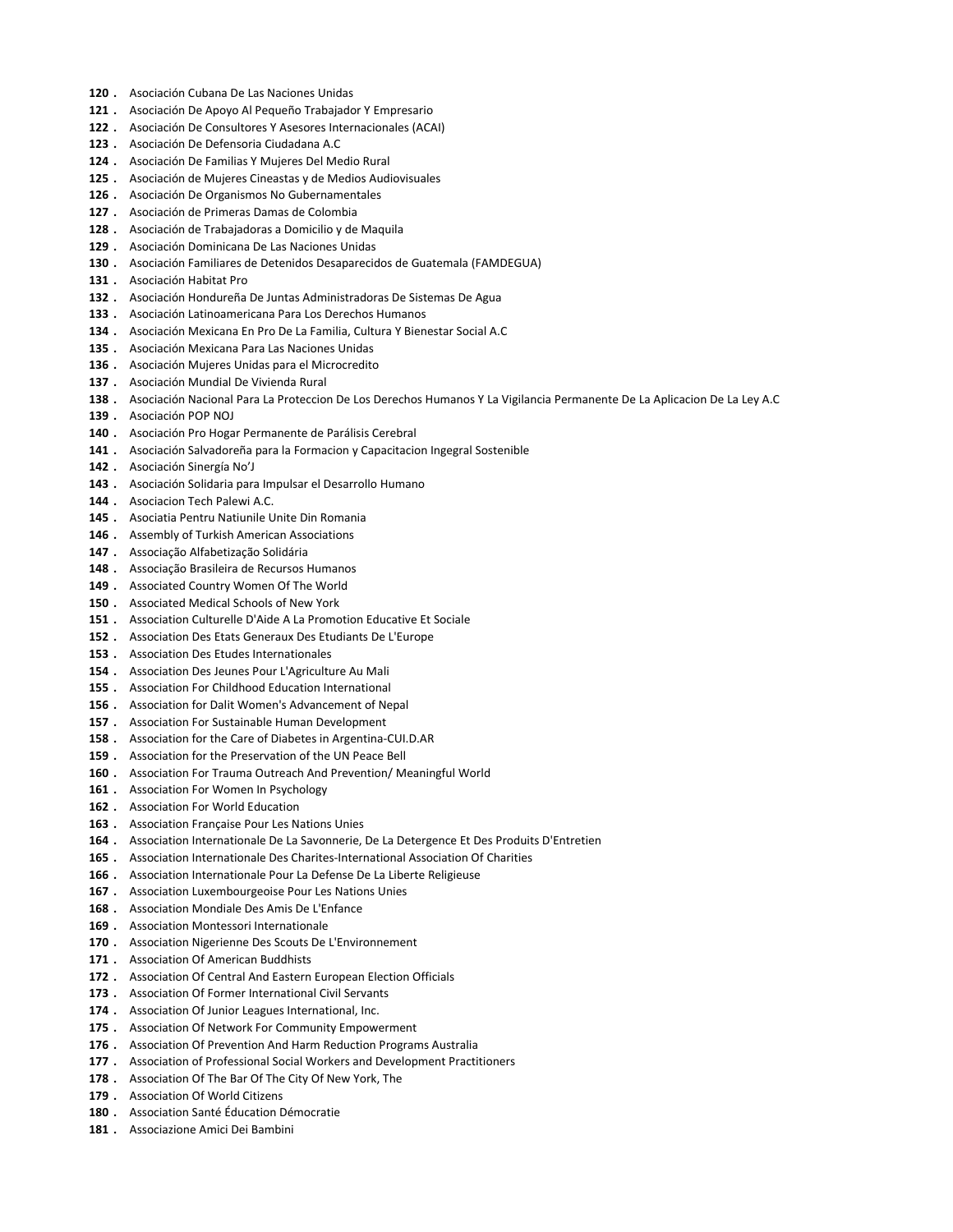120 . Asociación Cubana De Las Naciones Unidas
121 . Asociación De Apoyo Al Pequeño Trabajador Y Empresario
122 . Asociación De Consultores Y Asesores Internacionales (ACAI)
123 . Asociación De Defensoria Ciudadana A.C
124 . Asociación De Familias Y Mujeres Del Medio Rural
125 . Asociación de Mujeres Cineastas y de Medios Audiovisuales
126 . Asociación De Organismos No Gubernamentales
127 . Asociación de Primeras Damas de Colombia
128 . Asociación de Trabajadoras a Domicilio y de Maquila
129 . Asociación Dominicana De Las Naciones Unidas
130 . Asociación Familiares de Detenidos Desaparecidos de Guatemala (FAMDEGUA)
131 . Asociación Habitat Pro
132 . Asociación Hondureña De Juntas Administradoras De Sistemas De Agua
133 . Asociación Latinoamericana Para Los Derechos Humanos
134 . Asociación Mexicana En Pro De La Familia, Cultura Y Bienestar Social A.C
135 . Asociación Mexicana Para Las Naciones Unidas
136 . Asociación Mujeres Unidas para el Microcredito
137 . Asociación Mundial De Vivienda Rural
138 . Asociación Nacional Para La Proteccion De Los Derechos Humanos Y La Vigilancia Permanente De La Aplicacion De La Ley A.C
139 . Asociación POP NOJ
140 . Asociación Pro Hogar Permanente de Parálisis Cerebral
141 . Asociación Salvadoreña para la Formacion y Capacitacion Ingegral Sostenible
142 . Asociación Sinergía No'J
143 . Asociación Solidaria para Impulsar el Desarrollo Humano
144 . Asociacion Tech Palewi A.C.
145 . Asociatia Pentru Natiunile Unite Din Romania
146 . Assembly of Turkish American Associations
147 . Associação Alfabetização Solidária
148 . Associação Brasileira de Recursos Humanos
149 . Associated Country Women Of The World
150 . Associated Medical Schools of New York
151 . Association Culturelle D'Aide A La Promotion Educative Et Sociale
152 . Association Des Etats Generaux Des Etudiants De L'Europe
153 . Association Des Etudes Internationales
154 . Association Des Jeunes Pour L'Agriculture Au Mali
155 . Association For Childhood Education International
156 . Association for Dalit Women's Advancement of Nepal
157 . Association For Sustainable Human Development
158 . Association for the Care of Diabetes in Argentina-CUI.D.AR
159 . Association for the Preservation of the UN Peace Bell
160 . Association For Trauma Outreach And Prevention/ Meaningful World
161 . Association For Women In Psychology
162 . Association For World Education
163 . Association Française Pour Les Nations Unies
164 . Association Internationale De La Savonnerie, De La Detergence Et Des Produits D'Entretien
165 . Association Internationale Des Charites-International Association Of Charities
166 . Association Internationale Pour La Defense De La Liberte Religieuse
167 . Association Luxembourgeoise Pour Les Nations Unies
168 . Association Mondiale Des Amis De L'Enfance
169 . Association Montessori Internationale
170 . Association Nigerienne Des Scouts De L'Environnement
171 . Association Of American Buddhists
172 . Association Of Central And Eastern European Election Officials
173 . Association Of Former International Civil Servants
174 . Association Of Junior Leagues International, Inc.
175 . Association Of Network For Community Empowerment
176 . Association Of Prevention And Harm Reduction Programs Australia
177 . Association of Professional Social Workers and Development Practitioners
178 . Association Of The Bar Of The City Of New York, The
179 . Association Of World Citizens
180 . Association Santé Éducation Démocratie
181 . Associazione Amici Dei Bambini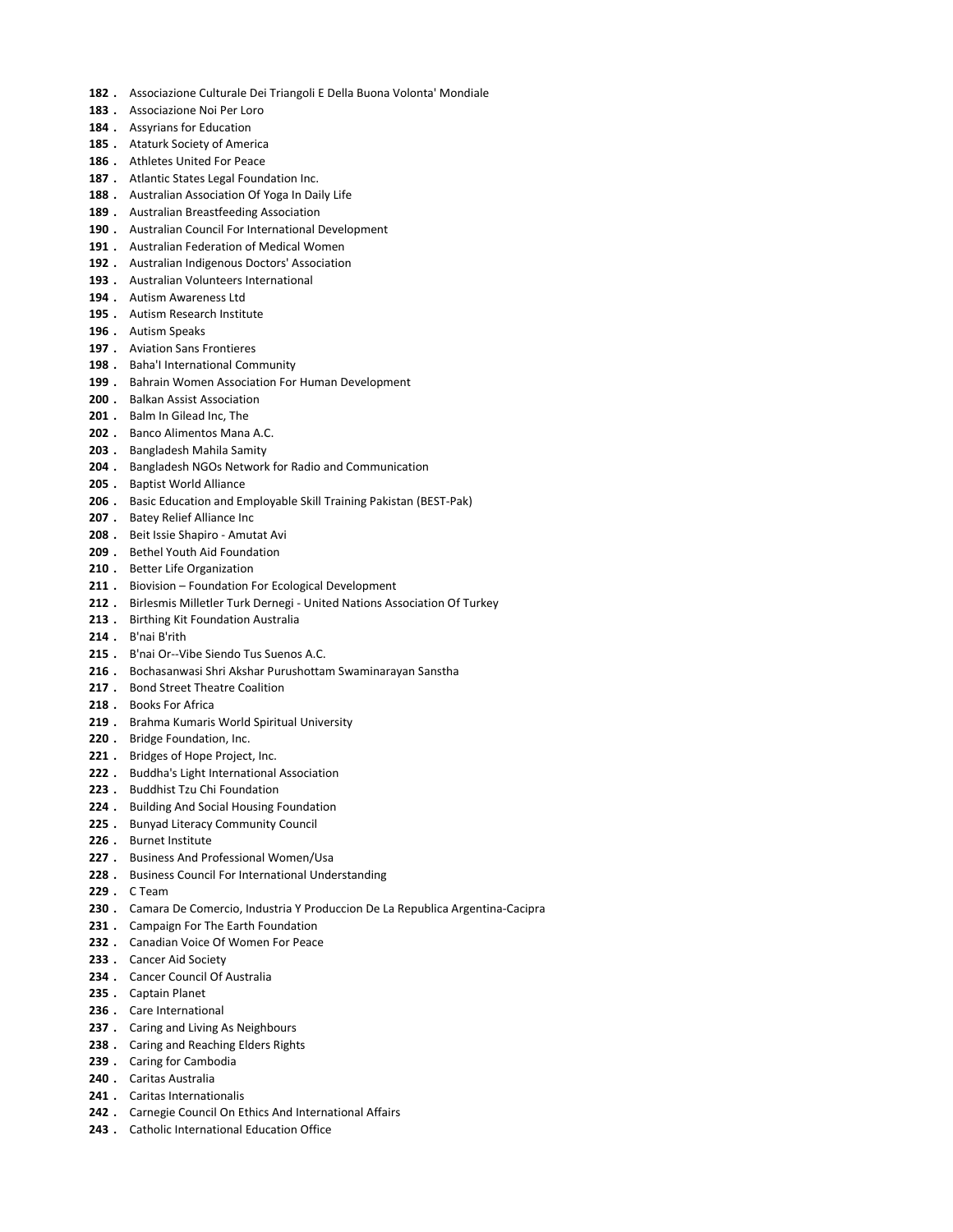**182 .** Associazione Culturale Dei Triangoli E Della Buona Volonta' Mondiale
**183 .** Associazione Noi Per Loro
**184 .** Assyrians for Education
**185 .** Ataturk Society of America
**186 .** Athletes United For Peace
**187 .** Atlantic States Legal Foundation Inc.
**188 .** Australian Association Of Yoga In Daily Life
**189 .** Australian Breastfeeding Association
**190 .** Australian Council For International Development
**191 .** Australian Federation of Medical Women
**192 .** Australian Indigenous Doctors' Association
**193 .** Australian Volunteers International
**194 .** Autism Awareness Ltd
**195 .** Autism Research Institute
**196 .** Autism Speaks
**197 .** Aviation Sans Frontieres
**198 .** Baha'I International Community
**199 .** Bahrain Women Association For Human Development
**200 .** Balkan Assist Association
**201 .** Balm In Gilead Inc, The
**202 .** Banco Alimentos Mana A.C.
**203 .** Bangladesh Mahila Samity
**204 .** Bangladesh NGOs Network for Radio and Communication
**205 .** Baptist World Alliance
**206 .** Basic Education and Employable Skill Training Pakistan (BEST-Pak)
**207 .** Batey Relief Alliance Inc
**208 .** Beit Issie Shapiro - Amutat Avi
**209 .** Bethel Youth Aid Foundation
**210 .** Better Life Organization
**211 .** Biovision – Foundation For Ecological Development
**212 .** Birlesmis Milletler Turk Dernegi - United Nations Association Of Turkey
**213 .** Birthing Kit Foundation Australia
**214 .** B'nai B'rith
**215 .** B'nai Or--Vibe Siendo Tus Suenos A.C.
**216 .** Bochasanwasi Shri Akshar Purushottam Swaminarayan Sanstha
**217 .** Bond Street Theatre Coalition
**218 .** Books For Africa
**219 .** Brahma Kumaris World Spiritual University
**220 .** Bridge Foundation, Inc.
**221 .** Bridges of Hope Project, Inc.
**222 .** Buddha's Light International Association
**223 .** Buddhist Tzu Chi Foundation
**224 .** Building And Social Housing Foundation
**225 .** Bunyad Literacy Community Council
**226 .** Burnet Institute
**227 .** Business And Professional Women/Usa
**228 .** Business Council For International Understanding
**229 .** C Team
**230 .** Camara De Comercio, Industria Y Produccion De La Republica Argentina-Cacipra
**231 .** Campaign For The Earth Foundation
**232 .** Canadian Voice Of Women For Peace
**233 .** Cancer Aid Society
**234 .** Cancer Council Of Australia
**235 .** Captain Planet
**236 .** Care International
**237 .** Caring and Living As Neighbours
**238 .** Caring and Reaching Elders Rights
**239 .** Caring for Cambodia
**240 .** Caritas Australia
**241 .** Caritas Internationalis
**242 .** Carnegie Council On Ethics And International Affairs
**243 .** Catholic International Education Office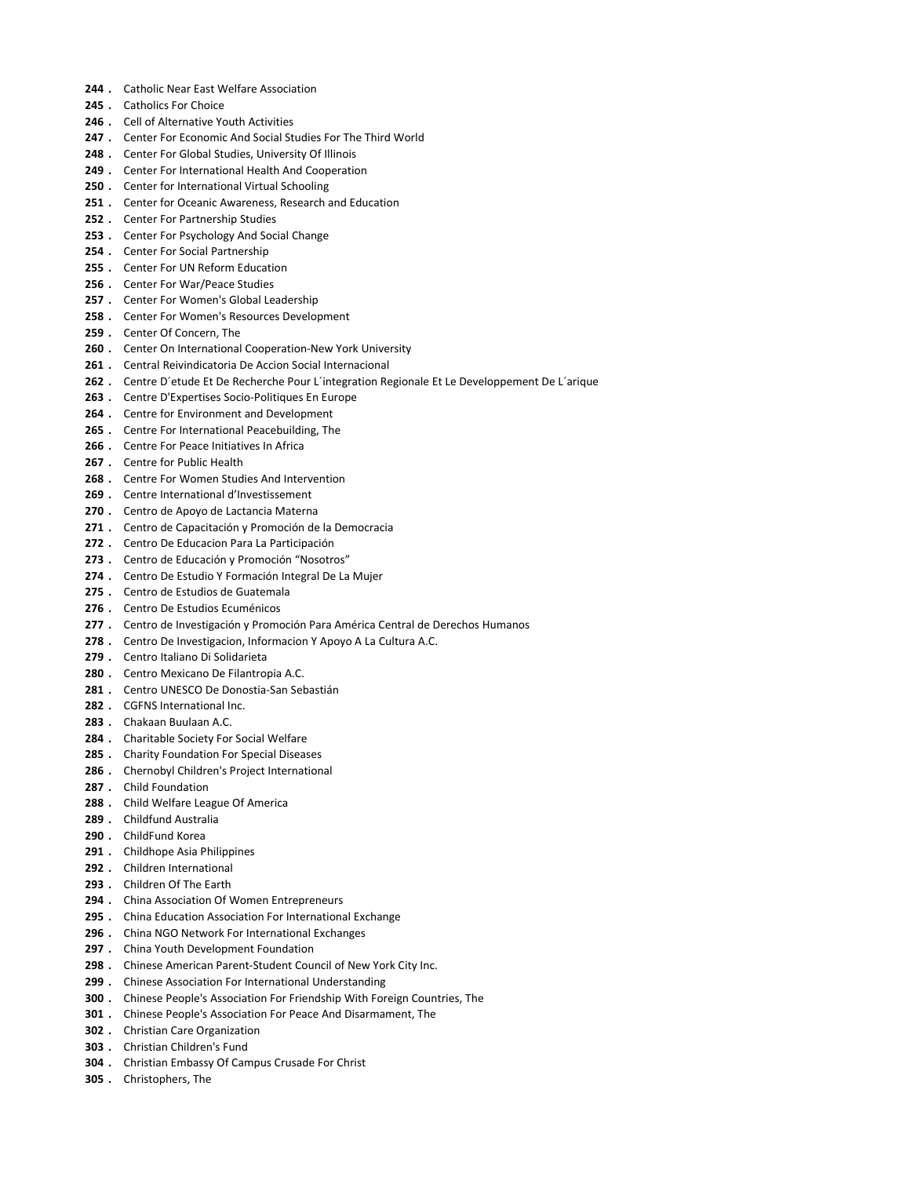244 . Catholic Near East Welfare Association
245 . Catholics For Choice
246 . Cell of Alternative Youth Activities
247 . Center For Economic And Social Studies For The Third World
248 . Center For Global Studies, University Of Illinois
249 . Center For International Health And Cooperation
250 . Center for International Virtual Schooling
251 . Center for Oceanic Awareness, Research and Education
252 . Center For Partnership Studies
253 . Center For Psychology And Social Change
254 . Center For Social Partnership
255 . Center For UN Reform Education
256 . Center For War/Peace Studies
257 . Center For Women's Global Leadership
258 . Center For Women's Resources Development
259 . Center Of Concern, The
260 . Center On International Cooperation-New York University
261 . Central Reivindicatoria De Accion Social Internacional
262 . Centre D´etude Et De Recherche Pour L´integration Regionale Et Le Developpement De L´arique
263 . Centre D'Expertises Socio-Politiques En Europe
264 . Centre for Environment and Development
265 . Centre For International Peacebuilding, The
266 . Centre For Peace Initiatives In Africa
267 . Centre for Public Health
268 . Centre For Women Studies And Intervention
269 . Centre International d'Investissement
270 . Centro de Apoyo de Lactancia Materna
271 . Centro de Capacitación y Promoción de la Democracia
272 . Centro De Educacion Para La Participación
273 . Centro de Educación y Promoción "Nosotros"
274 . Centro De Estudio Y Formación Integral De La Mujer
275 . Centro de Estudios de Guatemala
276 . Centro De Estudios Ecuménicos
277 . Centro de Investigación y Promoción Para América Central de Derechos Humanos
278 . Centro De Investigacion, Informacion Y Apoyo A La Cultura A.C.
279 . Centro Italiano Di Solidarieta
280 . Centro Mexicano De Filantropia A.C.
281 . Centro UNESCO De Donostia-San Sebastián
282 . CGFNS International Inc.
283 . Chakaan Buulaan A.C.
284 . Charitable Society For Social Welfare
285 . Charity Foundation For Special Diseases
286 . Chernobyl Children's Project International
287 . Child Foundation
288 . Child Welfare League Of America
289 . Childfund Australia
290 . ChildFund Korea
291 . Childhope Asia Philippines
292 . Children International
293 . Children Of The Earth
294 . China Association Of Women Entrepreneurs
295 . China Education Association For International Exchange
296 . China NGO Network For International Exchanges
297 . China Youth Development Foundation
298 . Chinese American Parent-Student Council of New York City Inc.
299 . Chinese Association For International Understanding
300 . Chinese People's Association For Friendship With Foreign Countries, The
301 . Chinese People's Association For Peace And Disarmament, The
302 . Christian Care Organization
303 . Christian Children's Fund
304 . Christian Embassy Of Campus Crusade For Christ
305 . Christophers, The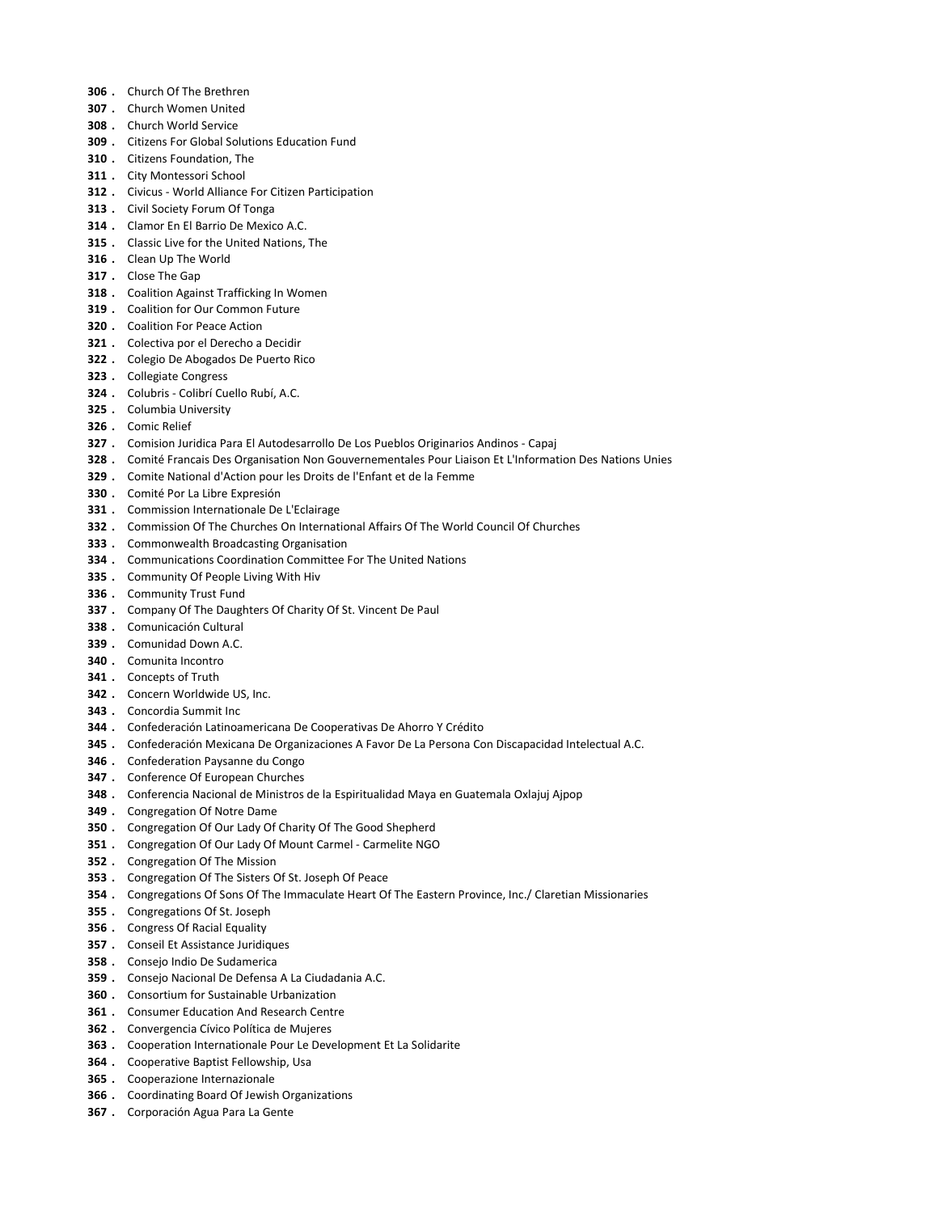306 . Church Of The Brethren
307 . Church Women United
308 . Church World Service
309 . Citizens For Global Solutions Education Fund
310 . Citizens Foundation, The
311 . City Montessori School
312 . Civicus - World Alliance For Citizen Participation
313 . Civil Society Forum Of Tonga
314 . Clamor En El Barrio De Mexico A.C.
315 . Classic Live for the United Nations, The
316 . Clean Up The World
317 . Close The Gap
318 . Coalition Against Trafficking In Women
319 . Coalition for Our Common Future
320 . Coalition For Peace Action
321 . Colectiva por el Derecho a Decidir
322 . Colegio De Abogados De Puerto Rico
323 . Collegiate Congress
324 . Colubris - Colibrí Cuello Rubí, A.C.
325 . Columbia University
326 . Comic Relief
327 . Comision Juridica Para El Autodesarrollo De Los Pueblos Originarios Andinos - Capaj
328 . Comité Francais Des Organisation Non Gouvernementales Pour Liaison Et L'Information Des Nations Unies
329 . Comite National d'Action pour les Droits de l'Enfant et de la Femme
330 . Comité Por La Libre Expresión
331 . Commission Internationale De L'Eclairage
332 . Commission Of The Churches On International Affairs Of The World Council Of Churches
333 . Commonwealth Broadcasting Organisation
334 . Communications Coordination Committee For The United Nations
335 . Community Of People Living With Hiv
336 . Community Trust Fund
337 . Company Of The Daughters Of Charity Of St. Vincent De Paul
338 . Comunicación Cultural
339 . Comunidad Down A.C.
340 . Comunita Incontro
341 . Concepts of Truth
342 . Concern Worldwide US, Inc.
343 . Concordia Summit Inc
344 . Confederación Latinoamericana De Cooperativas De Ahorro Y Crédito
345 . Confederación Mexicana De Organizaciones A Favor De La Persona Con Discapacidad Intelectual A.C.
346 . Confederation Paysanne du Congo
347 . Conference Of European Churches
348 . Conferencia Nacional de Ministros de la Espiritualidad Maya en Guatemala Oxlajuj Ajpop
349 . Congregation Of Notre Dame
350 . Congregation Of Our Lady Of Charity Of The Good Shepherd
351 . Congregation Of Our Lady Of Mount Carmel - Carmelite NGO
352 . Congregation Of The Mission
353 . Congregation Of The Sisters Of St. Joseph Of Peace
354 . Congregations Of Sons Of The Immaculate Heart Of The Eastern Province, Inc./ Claretian Missionaries
355 . Congregations Of St. Joseph
356 . Congress Of Racial Equality
357 . Conseil Et Assistance Juridiques
358 . Consejo Indio De Sudamerica
359 . Consejo Nacional De Defensa A La Ciudadania A.C.
360 . Consortium for Sustainable Urbanization
361 . Consumer Education And Research Centre
362 . Convergencia Cívico Política de Mujeres
363 . Cooperation Internationale Pour Le Development Et La Solidarite
364 . Cooperative Baptist Fellowship, Usa
365 . Cooperazione Internazionale
366 . Coordinating Board Of Jewish Organizations
367 . Corporación Agua Para La Gente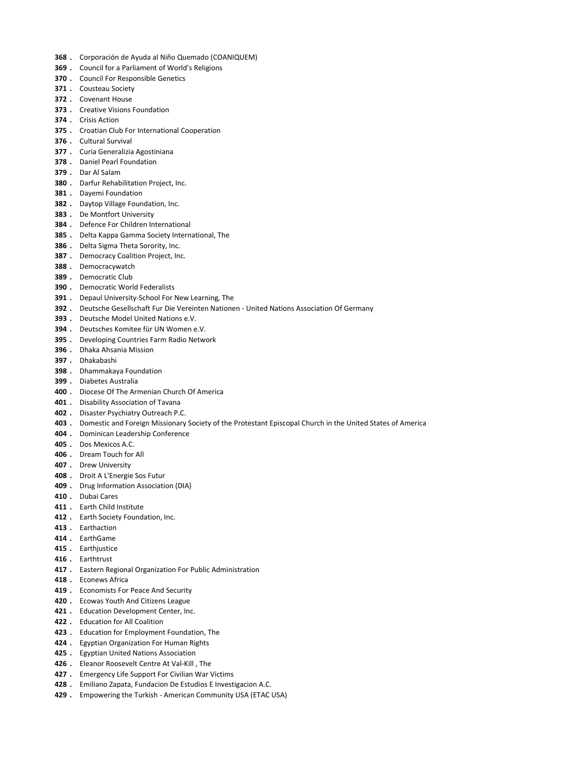368 . Corporación de Ayuda al Niño Quemado (COANIQUEM)
369 . Council for a Parliament of World's Religions
370 . Council For Responsible Genetics
371 . Cousteau Society
372 . Covenant House
373 . Creative Visions Foundation
374 . Crisis Action
375 . Croatian Club For International Cooperation
376 . Cultural Survival
377 . Curia Generalizia Agostiniana
378 . Daniel Pearl Foundation
379 . Dar Al Salam
380 . Darfur Rehabilitation Project, Inc.
381 . Dayemi Foundation
382 . Daytop Village Foundation, Inc.
383 . De Montfort University
384 . Defence For Children International
385 . Delta Kappa Gamma Society International, The
386 . Delta Sigma Theta Sorority, Inc.
387 . Democracy Coalition Project, Inc.
388 . Democracywatch
389 . Democratic Club
390 . Democratic World Federalists
391 . Depaul University-School For New Learning, The
392 . Deutsche Gesellschaft Fur Die Vereinten Nationen - United Nations Association Of Germany
393 . Deutsche Model United Nations e.V.
394 . Deutsches Komitee für UN Women e.V.
395 . Developing Countries Farm Radio Network
396 . Dhaka Ahsania Mission
397 . Dhakabashi
398 . Dhammakaya Foundation
399 . Diabetes Australia
400 . Diocese Of The Armenian Church Of America
401 . Disability Association of Tavana
402 . Disaster Psychiatry Outreach P.C.
403 . Domestic and Foreign Missionary Society of the Protestant Episcopal Church in the United States of America
404 . Dominican Leadership Conference
405 . Dos Mexicos A.C.
406 . Dream Touch for All
407 . Drew University
408 . Droit A L'Energie Sos Futur
409 . Drug Information Association (DIA)
410 . Dubai Cares
411 . Earth Child Institute
412 . Earth Society Foundation, Inc.
413 . Earthaction
414 . EarthGame
415 . Earthjustice
416 . Earthtrust
417 . Eastern Regional Organization For Public Administration
418 . Econews Africa
419 . Economists For Peace And Security
420 . Ecowas Youth And Citizens League
421 . Education Development Center, Inc.
422 . Education for All Coalition
423 . Education for Employment Foundation, The
424 . Egyptian Organization For Human Rights
425 . Egyptian United Nations Association
426 . Eleanor Roosevelt Centre At Val-Kill , The
427 . Emergency Life Support For Civilian War Victims
428 . Emiliano Zapata, Fundacion De Estudios E Investigacion A.C.
429 . Empowering the Turkish - American Community USA (ETAC USA)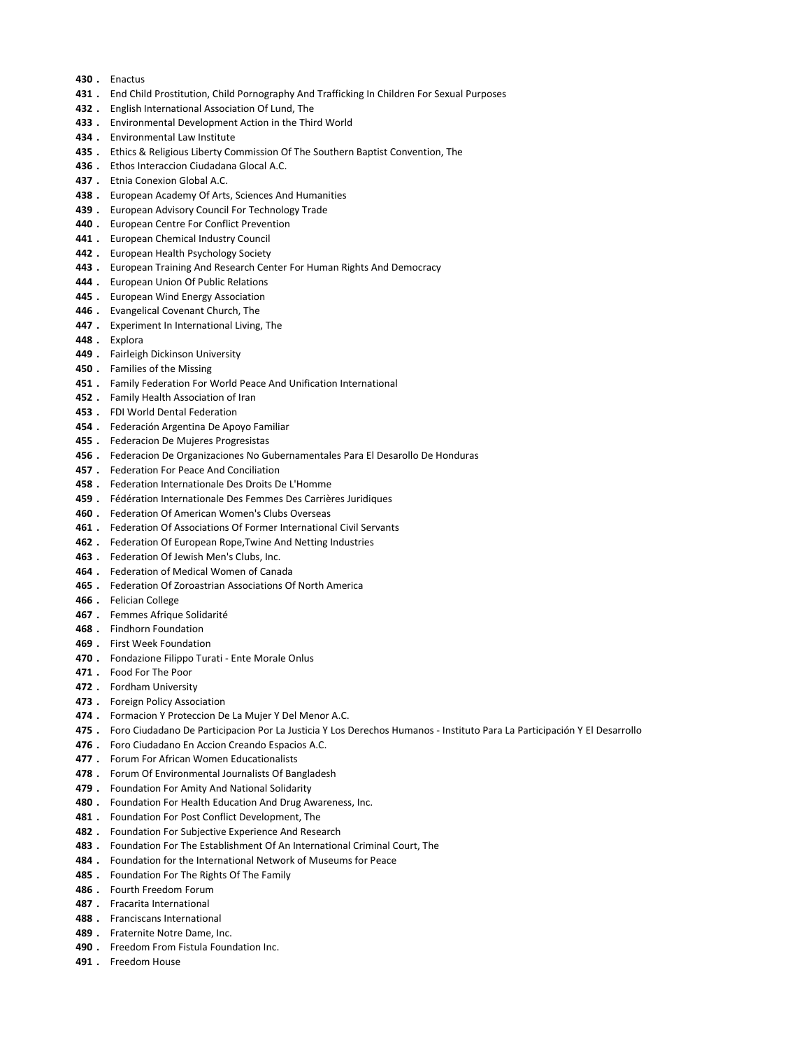430 . Enactus
431 . End Child Prostitution, Child Pornography And Trafficking In Children For Sexual Purposes
432 . English International Association Of Lund, The
433 . Environmental Development Action in the Third World
434 . Environmental Law Institute
435 . Ethics & Religious Liberty Commission Of The Southern Baptist Convention, The
436 . Ethos Interaccion Ciudadana Glocal A.C.
437 . Etnia Conexion Global A.C.
438 . European Academy Of Arts, Sciences And Humanities
439 . European Advisory Council For Technology Trade
440 . European Centre For Conflict Prevention
441 . European Chemical Industry Council
442 . European Health Psychology Society
443 . European Training And Research Center For Human Rights And Democracy
444 . European Union Of Public Relations
445 . European Wind Energy Association
446 . Evangelical Covenant Church, The
447 . Experiment In International Living, The
448 . Explora
449 . Fairleigh Dickinson University
450 . Families of the Missing
451 . Family Federation For World Peace And Unification International
452 . Family Health Association of Iran
453 . FDI World Dental Federation
454 . Federación Argentina De Apoyo Familiar
455 . Federacion De Mujeres Progresistas
456 . Federacion De Organizaciones No Gubernamentales Para El Desarollo De Honduras
457 . Federation For Peace And Conciliation
458 . Federation Internationale Des Droits De L'Homme
459 . Fédération Internationale Des Femmes Des Carrières Juridiques
460 . Federation Of American Women's Clubs Overseas
461 . Federation Of Associations Of Former International Civil Servants
462 . Federation Of European Rope,Twine And Netting Industries
463 . Federation Of Jewish Men's Clubs, Inc.
464 . Federation of Medical Women of Canada
465 . Federation Of Zoroastrian Associations Of North America
466 . Felician College
467 . Femmes Afrique Solidarité
468 . Findhorn Foundation
469 . First Week Foundation
470 . Fondazione Filippo Turati - Ente Morale Onlus
471 . Food For The Poor
472 . Fordham University
473 . Foreign Policy Association
474 . Formacion Y Proteccion De La Mujer Y Del Menor A.C.
475 . Foro Ciudadano De Participacion Por La Justicia Y Los Derechos Humanos - Instituto Para La Participación Y El Desarrollo
476 . Foro Ciudadano En Accion Creando Espacios A.C.
477 . Forum For African Women Educationalists
478 . Forum Of Environmental Journalists Of Bangladesh
479 . Foundation For Amity And National Solidarity
480 . Foundation For Health Education And Drug Awareness, Inc.
481 . Foundation For Post Conflict Development, The
482 . Foundation For Subjective Experience And Research
483 . Foundation For The Establishment Of An International Criminal Court, The
484 . Foundation for the International Network of Museums for Peace
485 . Foundation For The Rights Of The Family
486 . Fourth Freedom Forum
487 . Fracarita International
488 . Franciscans International
489 . Fraternite Notre Dame, Inc.
490 . Freedom From Fistula Foundation Inc.
491 . Freedom House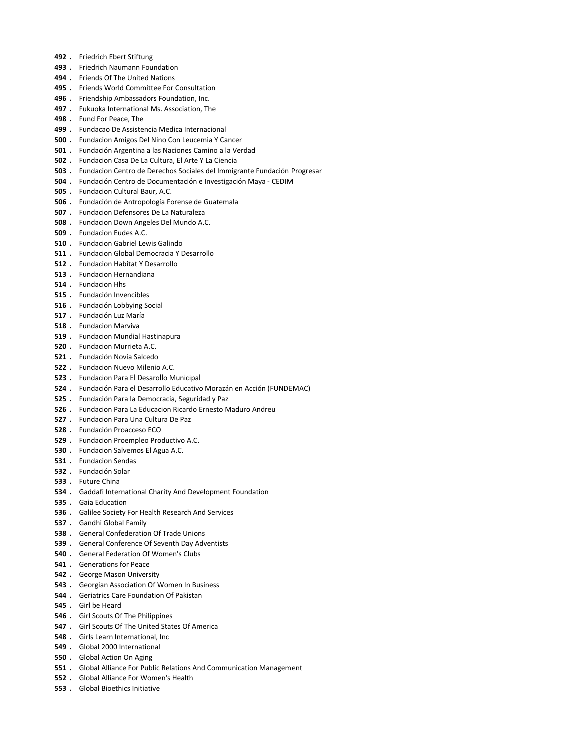**492 .** Friedrich Ebert Stiftung
**493 .** Friedrich Naumann Foundation
**494 .** Friends Of The United Nations
**495 .** Friends World Committee For Consultation
**496 .** Friendship Ambassadors Foundation, Inc.
**497 .** Fukuoka International Ms. Association, The
**498 .** Fund For Peace, The
**499 .** Fundacao De Assistencia Medica Internacional
**500 .** Fundacion Amigos Del Nino Con Leucemia Y Cancer
**501 .** Fundación Argentina a las Naciones Camino a la Verdad
**502 .** Fundacion Casa De La Cultura, El Arte Y La Ciencia
**503 .** Fundacion Centro de Derechos Sociales del Immigrante Fundación Progresar
**504 .** Fundación Centro de Documentación e Investigación Maya - CEDIM
**505 .** Fundacion Cultural Baur, A.C.
**506 .** Fundación de Antropología Forense de Guatemala
**507 .** Fundacion Defensores De La Naturaleza
**508 .** Fundacion Down Angeles Del Mundo A.C.
**509 .** Fundacion Eudes A.C.
**510 .** Fundacion Gabriel Lewis Galindo
**511 .** Fundacion Global Democracia Y Desarrollo
**512 .** Fundacion Habitat Y Desarrollo
**513 .** Fundacion Hernandiana
**514 .** Fundacion Hhs
**515 .** Fundación Invencibles
**516 .** Fundación Lobbying Social
**517 .** Fundación Luz María
**518 .** Fundacion Marviva
**519 .** Fundacion Mundial Hastinapura
**520 .** Fundacion Murrieta A.C.
**521 .** Fundación Novia Salcedo
**522 .** Fundacion Nuevo Milenio A.C.
**523 .** Fundacion Para El Desarollo Municipal
**524 .** Fundación Para el Desarrollo Educativo Morazán en Acción (FUNDEMAC)
**525 .** Fundación Para la Democracia, Seguridad y Paz
**526 .** Fundacion Para La Educacion Ricardo Ernesto Maduro Andreu
**527 .** Fundacion Para Una Cultura De Paz
**528 .** Fundación Proacceso ECO
**529 .** Fundacion Proempleo Productivo A.C.
**530 .** Fundacion Salvemos El Agua A.C.
**531 .** Fundacion Sendas
**532 .** Fundación Solar
**533 .** Future China
**534 .** Gaddafi International Charity And Development Foundation
**535 .** Gaia Education
**536 .** Galilee Society For Health Research And Services
**537 .** Gandhi Global Family
**538 .** General Confederation Of Trade Unions
**539 .** General Conference Of Seventh Day Adventists
**540 .** General Federation Of Women's Clubs
**541 .** Generations for Peace
**542 .** George Mason University
**543 .** Georgian Association Of Women In Business
**544 .** Geriatrics Care Foundation Of Pakistan
**545 .** Girl be Heard
**546 .** Girl Scouts Of The Philippines
**547 .** Girl Scouts Of The United States Of America
**548 .** Girls Learn International, Inc
**549 .** Global 2000 International
**550 .** Global Action On Aging
**551 .** Global Alliance For Public Relations And Communication Management
**552 .** Global Alliance For Women's Health
**553 .** Global Bioethics Initiative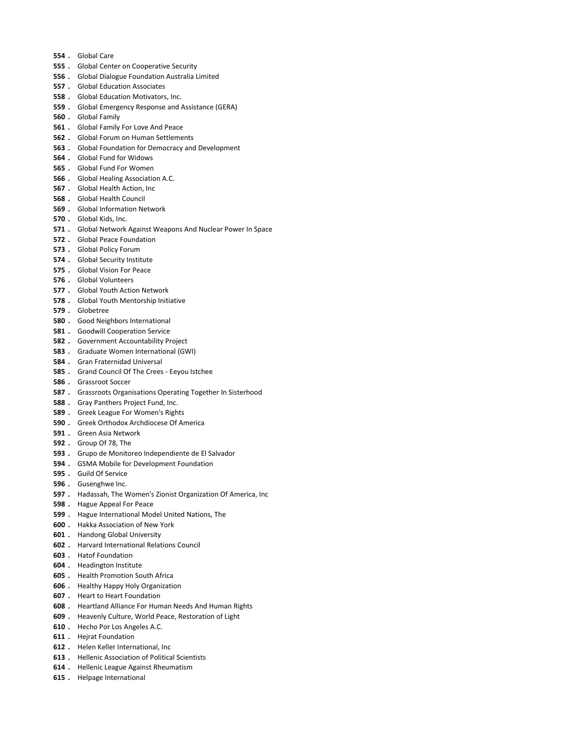554 . Global Care
555 . Global Center on Cooperative Security
556 . Global Dialogue Foundation Australia Limited
557 . Global Education Associates
558 . Global Education Motivators, Inc.
559 . Global Emergency Response and Assistance (GERA)
560 . Global Family
561 . Global Family For Love And Peace
562 . Global Forum on Human Settlements
563 . Global Foundation for Democracy and Development
564 . Global Fund for Widows
565 . Global Fund For Women
566 . Global Healing Association A.C.
567 . Global Health Action, Inc
568 . Global Health Council
569 . Global Information Network
570 . Global Kids, Inc.
571 . Global Network Against Weapons And Nuclear Power In Space
572 . Global Peace Foundation
573 . Global Policy Forum
574 . Global Security Institute
575 . Global Vision For Peace
576 . Global Volunteers
577 . Global Youth Action Network
578 . Global Youth Mentorship Initiative
579 . Globetree
580 . Good Neighbors International
581 . Goodwill Cooperation Service
582 . Government Accountability Project
583 . Graduate Women International (GWI)
584 . Gran Fraternidad Universal
585 . Grand Council Of The Crees - Eeyou Istchee
586 . Grassroot Soccer
587 . Grassroots Organisations Operating Together In Sisterhood
588 . Gray Panthers Project Fund, Inc.
589 . Greek League For Women's Rights
590 . Greek Orthodox Archdiocese Of America
591 . Green Asia Network
592 . Group Of 78, The
593 . Grupo de Monitoreo Independiente de El Salvador
594 . GSMA Mobile for Development Foundation
595 . Guild Of Service
596 . Gusenghwe Inc.
597 . Hadassah, The Women's Zionist Organization Of America, Inc
598 . Hague Appeal For Peace
599 . Hague International Model United Nations, The
600 . Hakka Association of New York
601 . Handong Global University
602 . Harvard International Relations Council
603 . Hatof Foundation
604 . Headington Institute
605 . Health Promotion South Africa
606 . Healthy Happy Holy Organization
607 . Heart to Heart Foundation
608 . Heartland Alliance For Human Needs And Human Rights
609 . Heavenly Culture, World Peace, Restoration of Light
610 . Hecho Por Los Angeles A.C.
611 . Hejrat Foundation
612 . Helen Keller International, Inc
613 . Hellenic Association of Political Scientists
614 . Hellenic League Against Rheumatism
615 . Helpage International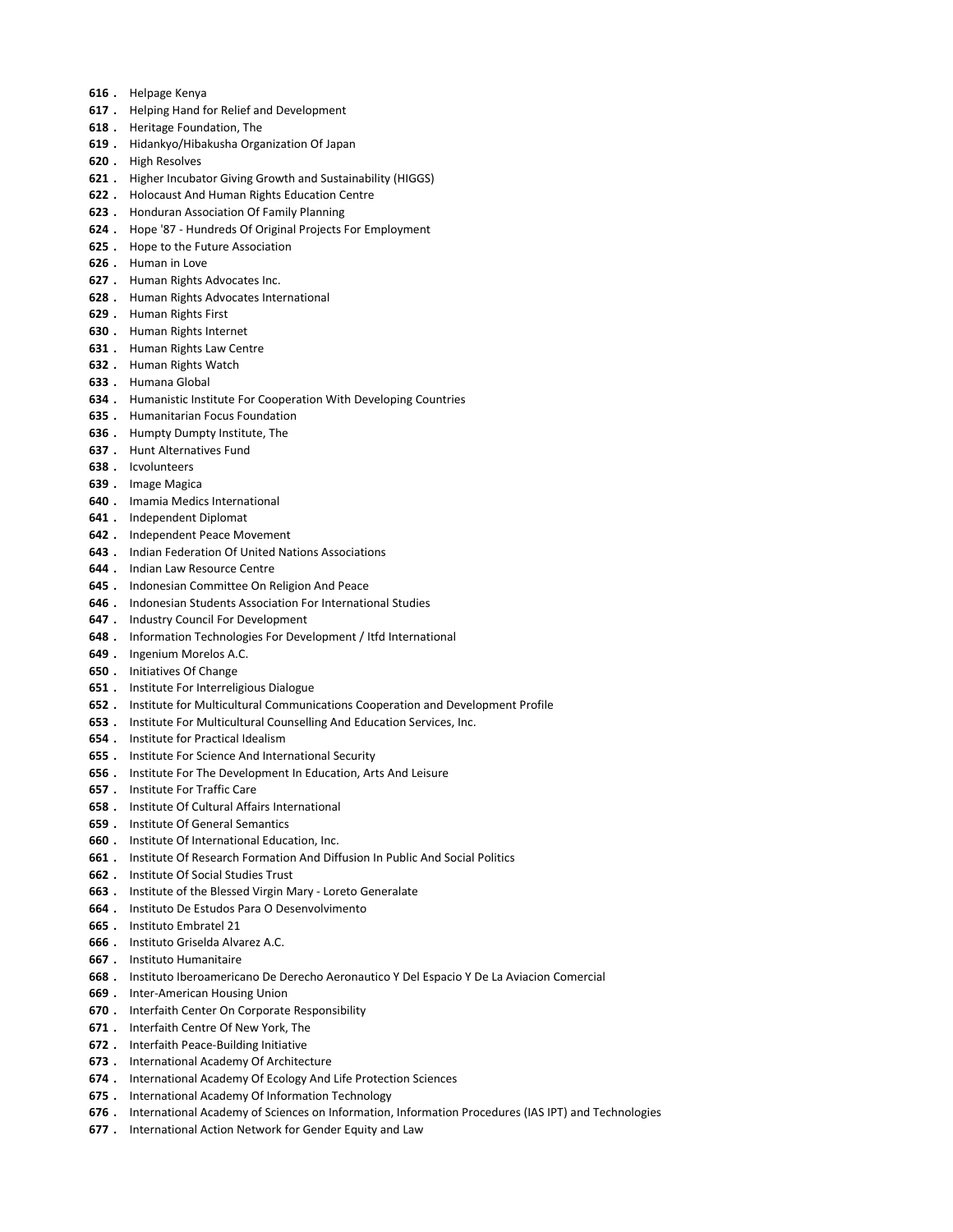616 . Helpage Kenya
617 . Helping Hand for Relief and Development
618 . Heritage Foundation, The
619 . Hidankyo/Hibakusha Organization Of Japan
620 . High Resolves
621 . Higher Incubator Giving Growth and Sustainability (HIGGS)
622 . Holocaust And Human Rights Education Centre
623 . Honduran Association Of Family Planning
624 . Hope '87 - Hundreds Of Original Projects For Employment
625 . Hope to the Future Association
626 . Human in Love
627 . Human Rights Advocates Inc.
628 . Human Rights Advocates International
629 . Human Rights First
630 . Human Rights Internet
631 . Human Rights Law Centre
632 . Human Rights Watch
633 . Humana Global
634 . Humanistic Institute For Cooperation With Developing Countries
635 . Humanitarian Focus Foundation
636 . Humpty Dumpty Institute, The
637 . Hunt Alternatives Fund
638 . Icvolunteers
639 . Image Magica
640 . Imamia Medics International
641 . Independent Diplomat
642 . Independent Peace Movement
643 . Indian Federation Of United Nations Associations
644 . Indian Law Resource Centre
645 . Indonesian Committee On Religion And Peace
646 . Indonesian Students Association For International Studies
647 . Industry Council For Development
648 . Information Technologies For Development / Itfd International
649 . Ingenium Morelos A.C.
650 . Initiatives Of Change
651 . Institute For Interreligious Dialogue
652 . Institute for Multicultural Communications Cooperation and Development Profile
653 . Institute For Multicultural Counselling And Education Services, Inc.
654 . Institute for Practical Idealism
655 . Institute For Science And International Security
656 . Institute For The Development In Education, Arts And Leisure
657 . Institute For Traffic Care
658 . Institute Of Cultural Affairs International
659 . Institute Of General Semantics
660 . Institute Of International Education, Inc.
661 . Institute Of Research Formation And Diffusion In Public And Social Politics
662 . Institute Of Social Studies Trust
663 . Institute of the Blessed Virgin Mary - Loreto Generalate
664 . Instituto De Estudos Para O Desenvolvimento
665 . Instituto Embratel 21
666 . Instituto Griselda Alvarez A.C.
667 . Instituto Humanitaire
668 . Instituto Iberoamericano De Derecho Aeronautico Y Del Espacio Y De La Aviacion Comercial
669 . Inter-American Housing Union
670 . Interfaith Center On Corporate Responsibility
671 . Interfaith Centre Of New York, The
672 . Interfaith Peace-Building Initiative
673 . International Academy Of Architecture
674 . International Academy Of Ecology And Life Protection Sciences
675 . International Academy Of Information Technology
676 . International Academy of Sciences on Information, Information Procedures (IAS IPT) and Technologies
677 . International Action Network for Gender Equity and Law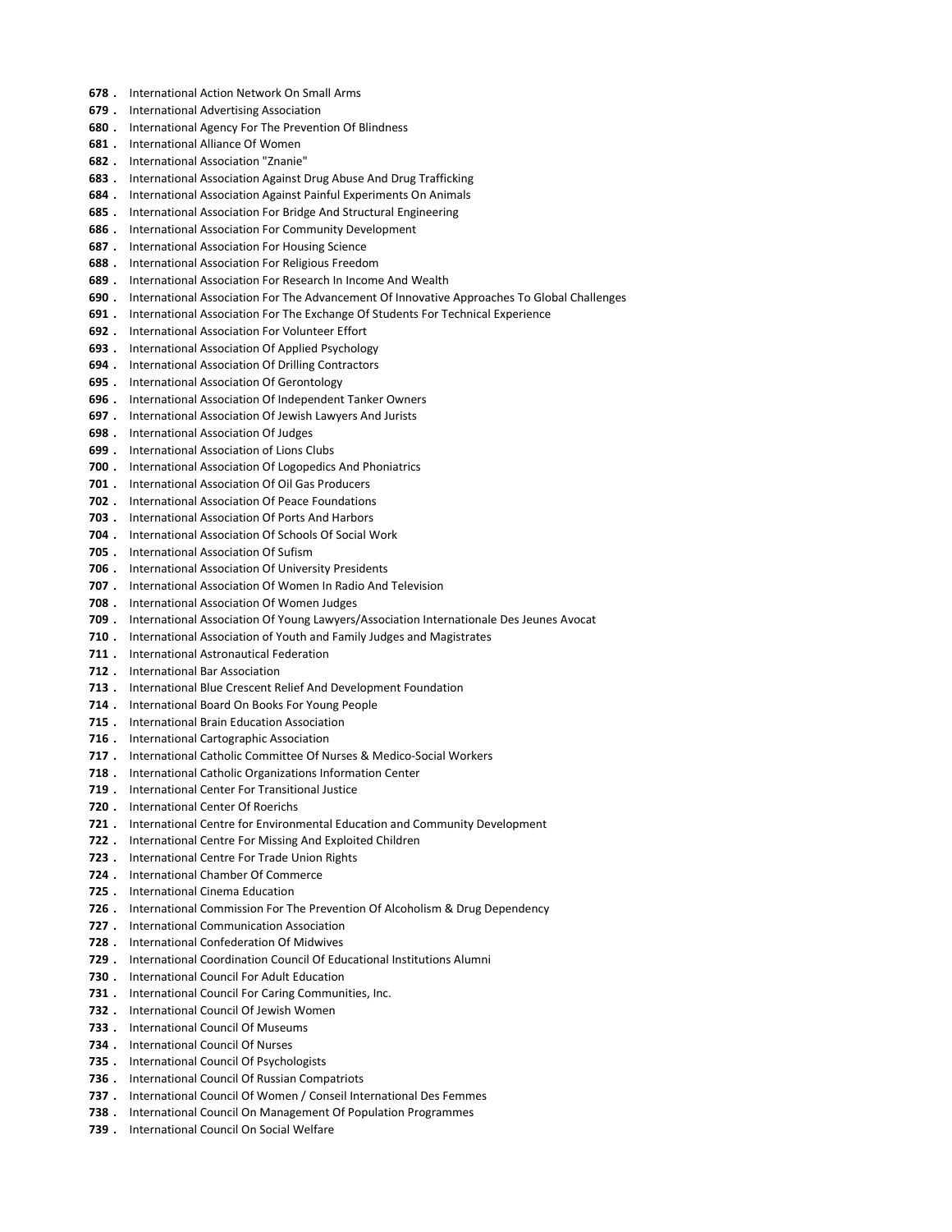678 . International Action Network On Small Arms
679 . International Advertising Association
680 . International Agency For The Prevention Of Blindness
681 . International Alliance Of Women
682 . International Association "Znanie"
683 . International Association Against Drug Abuse And Drug Trafficking
684 . International Association Against Painful Experiments On Animals
685 . International Association For Bridge And Structural Engineering
686 . International Association For Community Development
687 . International Association For Housing Science
688 . International Association For Religious Freedom
689 . International Association For Research In Income And Wealth
690 . International Association For The Advancement Of Innovative Approaches To Global Challenges
691 . International Association For The Exchange Of Students For Technical Experience
692 . International Association For Volunteer Effort
693 . International Association Of Applied Psychology
694 . International Association Of Drilling Contractors
695 . International Association Of Gerontology
696 . International Association Of Independent Tanker Owners
697 . International Association Of Jewish Lawyers And Jurists
698 . International Association Of Judges
699 . International Association of Lions Clubs
700 . International Association Of Logopedics And Phoniatrics
701 . International Association Of Oil Gas Producers
702 . International Association Of Peace Foundations
703 . International Association Of Ports And Harbors
704 . International Association Of Schools Of Social Work
705 . International Association Of Sufism
706 . International Association Of University Presidents
707 . International Association Of Women In Radio And Television
708 . International Association Of Women Judges
709 . International Association Of Young Lawyers/Association Internationale Des Jeunes Avocat
710 . International Association of Youth and Family Judges and Magistrates
711 . International Astronautical Federation
712 . International Bar Association
713 . International Blue Crescent Relief And Development Foundation
714 . International Board On Books For Young People
715 . International Brain Education Association
716 . International Cartographic Association
717 . International Catholic Committee Of Nurses & Medico-Social Workers
718 . International Catholic Organizations Information Center
719 . International Center For Transitional Justice
720 . International Center Of Roerichs
721 . International Centre for Environmental Education and Community Development
722 . International Centre For Missing And Exploited Children
723 . International Centre For Trade Union Rights
724 . International Chamber Of Commerce
725 . International Cinema Education
726 . International Commission For The Prevention Of Alcoholism & Drug Dependency
727 . International Communication Association
728 . International Confederation Of Midwives
729 . International Coordination Council Of Educational Institutions Alumni
730 . International Council For Adult Education
731 . International Council For Caring Communities, Inc.
732 . International Council Of Jewish Women
733 . International Council Of Museums
734 . International Council Of Nurses
735 . International Council Of Psychologists
736 . International Council Of Russian Compatriots
737 . International Council Of Women / Conseil International Des Femmes
738 . International Council On Management Of Population Programmes
739 . International Council On Social Welfare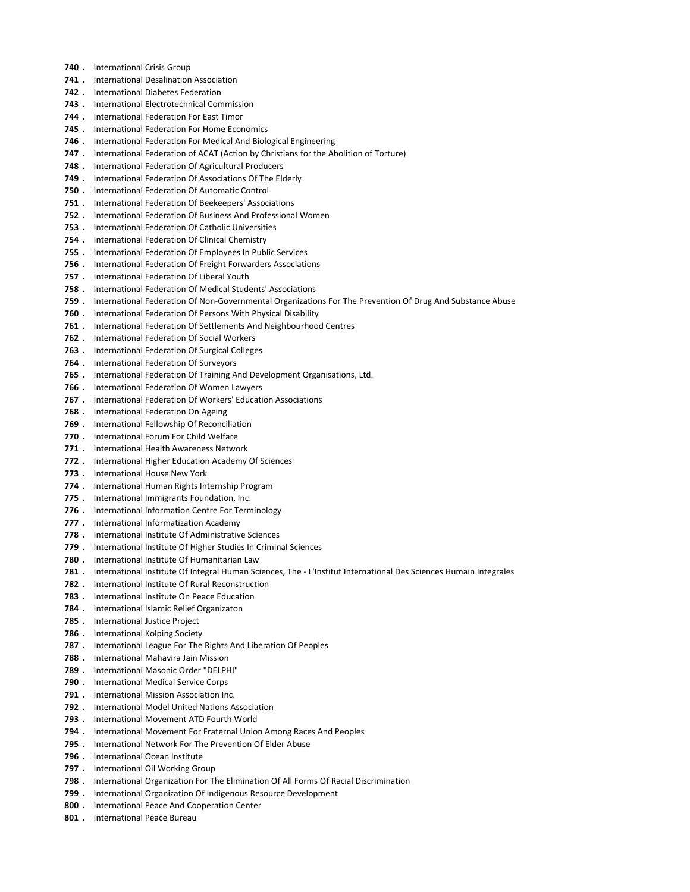**740 .** International Crisis Group
**741 .** International Desalination Association
**742 .** International Diabetes Federation
**743 .** International Electrotechnical Commission
**744 .** International Federation For East Timor
**745 .** International Federation For Home Economics
**746 .** International Federation For Medical And Biological Engineering
**747 .** International Federation of ACAT (Action by Christians for the Abolition of Torture)
**748 .** International Federation Of Agricultural Producers
**749 .** International Federation Of Associations Of The Elderly
**750 .** International Federation Of Automatic Control
**751 .** International Federation Of Beekeepers' Associations
**752 .** International Federation Of Business And Professional Women
**753 .** International Federation Of Catholic Universities
**754 .** International Federation Of Clinical Chemistry
**755 .** International Federation Of Employees In Public Services
**756 .** International Federation Of Freight Forwarders Associations
**757 .** International Federation Of Liberal Youth
**758 .** International Federation Of Medical Students' Associations
**759 .** International Federation Of Non-Governmental Organizations For The Prevention Of Drug And Substance Abuse
**760 .** International Federation Of Persons With Physical Disability
**761 .** International Federation Of Settlements And Neighbourhood Centres
**762 .** International Federation Of Social Workers
**763 .** International Federation Of Surgical Colleges
**764 .** International Federation Of Surveyors
**765 .** International Federation Of Training And Development Organisations, Ltd.
**766 .** International Federation Of Women Lawyers
**767 .** International Federation Of Workers' Education Associations
**768 .** International Federation On Ageing
**769 .** International Fellowship Of Reconciliation
**770 .** International Forum For Child Welfare
**771 .** International Health Awareness Network
**772 .** International Higher Education Academy Of Sciences
**773 .** International House New York
**774 .** International Human Rights Internship Program
**775 .** International Immigrants Foundation, Inc.
**776 .** International Information Centre For Terminology
**777 .** International Informatization Academy
**778 .** International Institute Of Administrative Sciences
**779 .** International Institute Of Higher Studies In Criminal Sciences
**780 .** International Institute Of Humanitarian Law
**781 .** International Institute Of Integral Human Sciences, The - L'Institut International Des Sciences Humain Integrales
**782 .** International Institute Of Rural Reconstruction
**783 .** International Institute On Peace Education
**784 .** International Islamic Relief Organizaton
**785 .** International Justice Project
**786 .** International Kolping Society
**787 .** International League For The Rights And Liberation Of Peoples
**788 .** International Mahavira Jain Mission
**789 .** International Masonic Order "DELPHI"
**790 .** International Medical Service Corps
**791 .** International Mission Association Inc.
**792 .** International Model United Nations Association
**793 .** International Movement ATD Fourth World
**794 .** International Movement For Fraternal Union Among Races And Peoples
**795 .** International Network For The Prevention Of Elder Abuse
**796 .** International Ocean Institute
**797 .** International Oil Working Group
**798 .** International Organization For The Elimination Of All Forms Of Racial Discrimination
**799 .** International Organization Of Indigenous Resource Development
**800 .** International Peace And Cooperation Center
**801 .** International Peace Bureau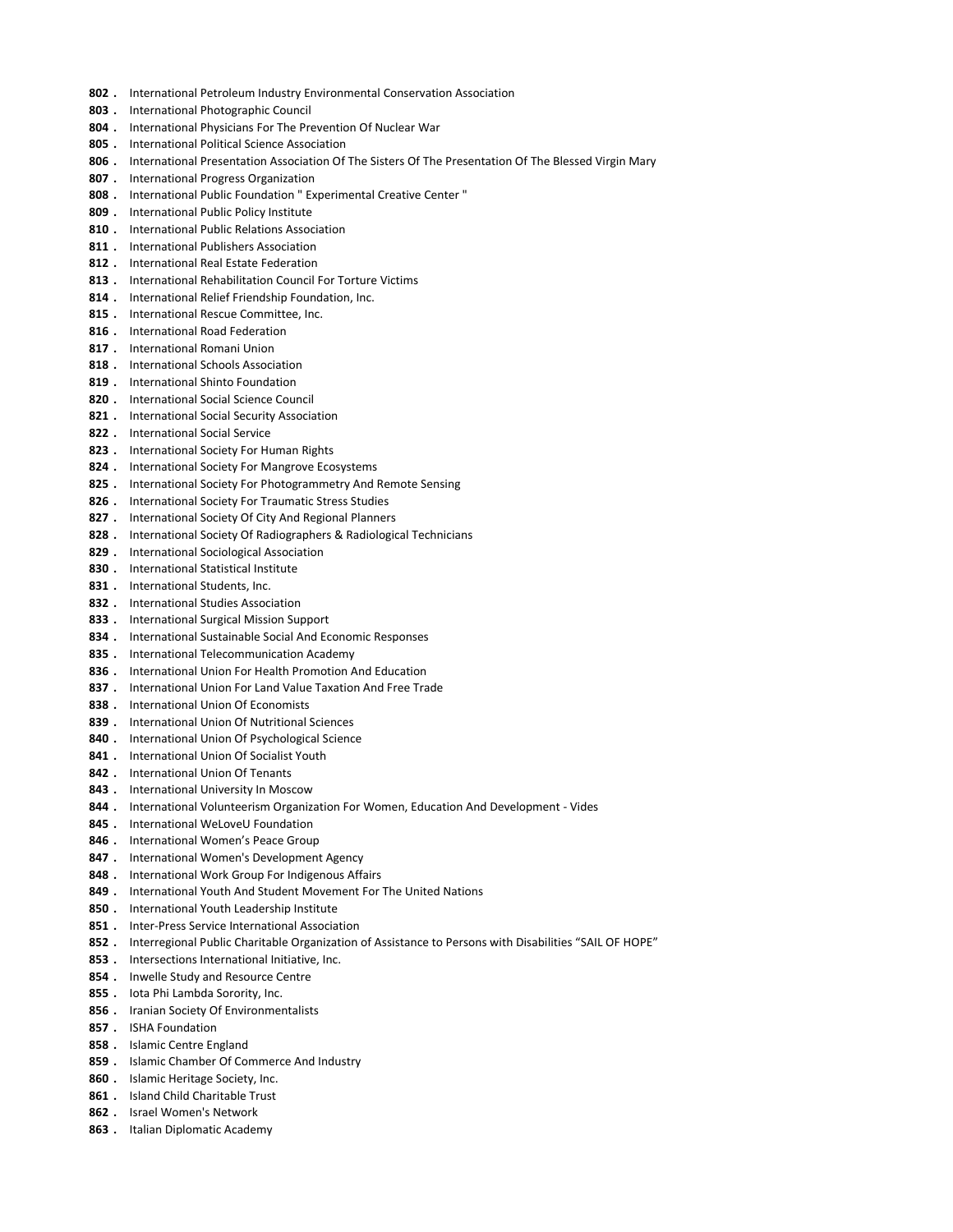802 . International Petroleum Industry Environmental Conservation Association
803 . International Photographic Council
804 . International Physicians For The Prevention Of Nuclear War
805 . International Political Science Association
806 . International Presentation Association Of The Sisters Of The Presentation Of The Blessed Virgin Mary
807 . International Progress Organization
808 . International Public Foundation " Experimental Creative Center "
809 . International Public Policy Institute
810 . International Public Relations Association
811 . International Publishers Association
812 . International Real Estate Federation
813 . International Rehabilitation Council For Torture Victims
814 . International Relief Friendship Foundation, Inc.
815 . International Rescue Committee, Inc.
816 . International Road Federation
817 . International Romani Union
818 . International Schools Association
819 . International Shinto Foundation
820 . International Social Science Council
821 . International Social Security Association
822 . International Social Service
823 . International Society For Human Rights
824 . International Society For Mangrove Ecosystems
825 . International Society For Photogrammetry And Remote Sensing
826 . International Society For Traumatic Stress Studies
827 . International Society Of City And Regional Planners
828 . International Society Of Radiographers & Radiological Technicians
829 . International Sociological Association
830 . International Statistical Institute
831 . International Students, Inc.
832 . International Studies Association
833 . International Surgical Mission Support
834 . International Sustainable Social And Economic Responses
835 . International Telecommunication Academy
836 . International Union For Health Promotion And Education
837 . International Union For Land Value Taxation And Free Trade
838 . International Union Of Economists
839 . International Union Of Nutritional Sciences
840 . International Union Of Psychological Science
841 . International Union Of Socialist Youth
842 . International Union Of Tenants
843 . International University In Moscow
844 . International Volunteerism Organization For Women, Education And Development - Vides
845 . International WeLoveU Foundation
846 . International Women's Peace Group
847 . International Women's Development Agency
848 . International Work Group For Indigenous Affairs
849 . International Youth And Student Movement For The United Nations
850 . International Youth Leadership Institute
851 . Inter-Press Service International Association
852 . Interregional Public Charitable Organization of Assistance to Persons with Disabilities "SAIL OF HOPE"
853 . Intersections International Initiative, Inc.
854 . Inwelle Study and Resource Centre
855 . Iota Phi Lambda Sorority, Inc.
856 . Iranian Society Of Environmentalists
857 . ISHA Foundation
858 . Islamic Centre England
859 . Islamic Chamber Of Commerce And Industry
860 . Islamic Heritage Society, Inc.
861 . Island Child Charitable Trust
862 . Israel Women's Network
863 . Italian Diplomatic Academy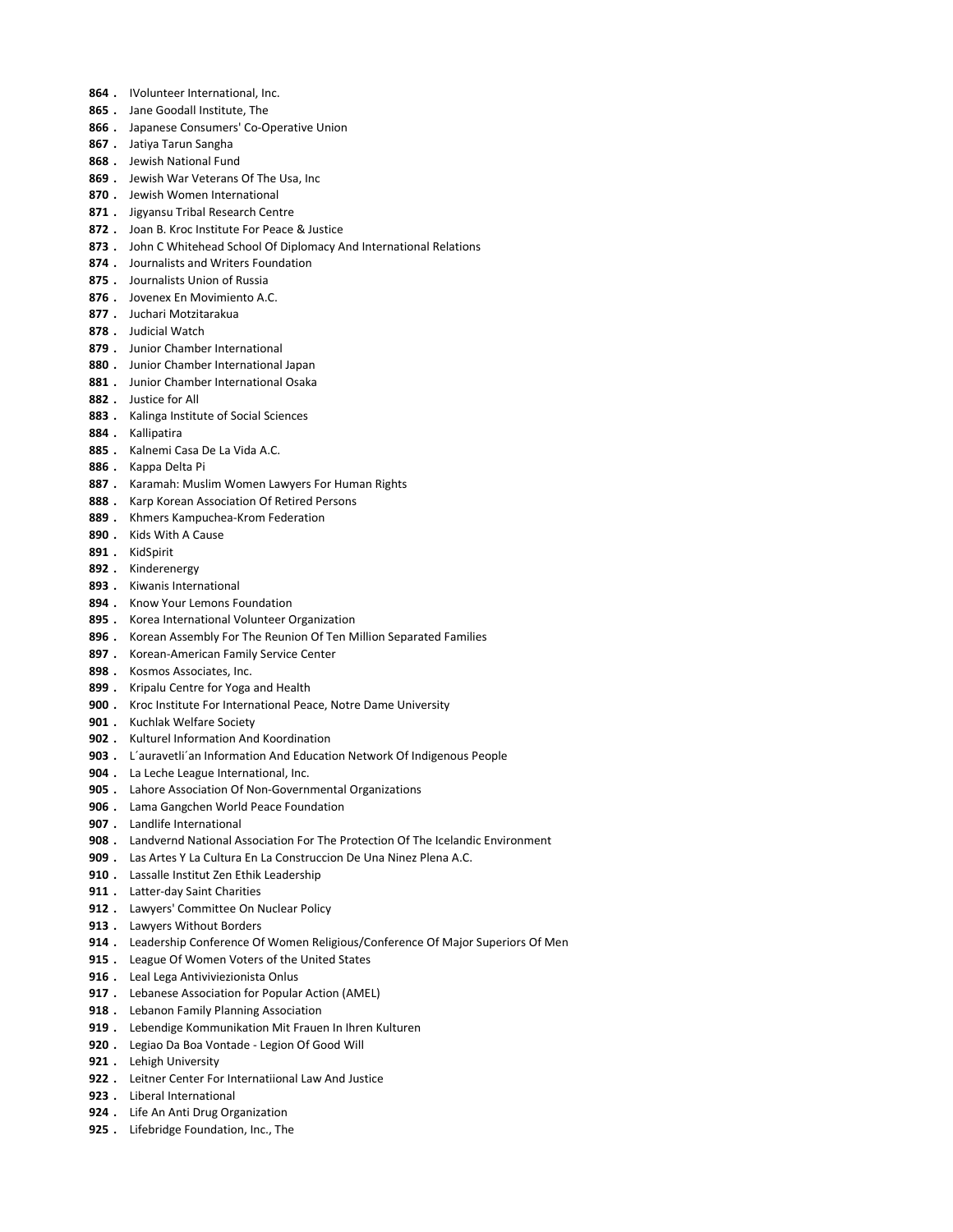**864 .** IVolunteer International, Inc.
**865 .** Jane Goodall Institute, The
**866 .** Japanese Consumers' Co-Operative Union
**867 .** Jatiya Tarun Sangha
**868 .** Jewish National Fund
**869 .** Jewish War Veterans Of The Usa, Inc
**870 .** Jewish Women International
**871 .** Jigyansu Tribal Research Centre
**872 .** Joan B. Kroc Institute For Peace & Justice
**873 .** John C Whitehead School Of Diplomacy And International Relations
**874 .** Journalists and Writers Foundation
**875 .** Journalists Union of Russia
**876 .** Jovenex En Movimiento A.C.
**877 .** Juchari Motzitarakua
**878 .** Judicial Watch
**879 .** Junior Chamber International
**880 .** Junior Chamber International Japan
**881 .** Junior Chamber International Osaka
**882 .** Justice for All
**883 .** Kalinga Institute of Social Sciences
**884 .** Kallipatira
**885 .** Kalnemi Casa De La Vida A.C.
**886 .** Kappa Delta Pi
**887 .** Karamah: Muslim Women Lawyers For Human Rights
**888 .** Karp Korean Association Of Retired Persons
**889 .** Khmers Kampuchea-Krom Federation
**890 .** Kids With A Cause
**891 .** KidSpirit
**892 .** Kinderenergy
**893 .** Kiwanis International
**894 .** Know Your Lemons Foundation
**895 .** Korea International Volunteer Organization
**896 .** Korean Assembly For The Reunion Of Ten Million Separated Families
**897 .** Korean-American Family Service Center
**898 .** Kosmos Associates, Inc.
**899 .** Kripalu Centre for Yoga and Health
**900 .** Kroc Institute For International Peace, Notre Dame University
**901 .** Kuchlak Welfare Society
**902 .** Kulturel Information And Koordination
**903 .** L´auravetli´an Information And Education Network Of Indigenous People
**904 .** La Leche League International, Inc.
**905 .** Lahore Association Of Non-Governmental Organizations
**906 .** Lama Gangchen World Peace Foundation
**907 .** Landlife International
**908 .** Landvernd National Association For The Protection Of The Icelandic Environment
**909 .** Las Artes Y La Cultura En La Construccion De Una Ninez Plena A.C.
**910 .** Lassalle Institut Zen Ethik Leadership
**911 .** Latter-day Saint Charities
**912 .** Lawyers' Committee On Nuclear Policy
**913 .** Lawyers Without Borders
**914 .** Leadership Conference Of Women Religious/Conference Of Major Superiors Of Men
**915 .** League Of Women Voters of the United States
**916 .** Leal Lega Antiviviezionista Onlus
**917 .** Lebanese Association for Popular Action (AMEL)
**918 .** Lebanon Family Planning Association
**919 .** Lebendige Kommunikation Mit Frauen In Ihren Kulturen
**920 .** Legiao Da Boa Vontade - Legion Of Good Will
**921 .** Lehigh University
**922 .** Leitner Center For Internatiional Law And Justice
**923 .** Liberal International
**924 .** Life An Anti Drug Organization
**925 .** Lifebridge Foundation, Inc., The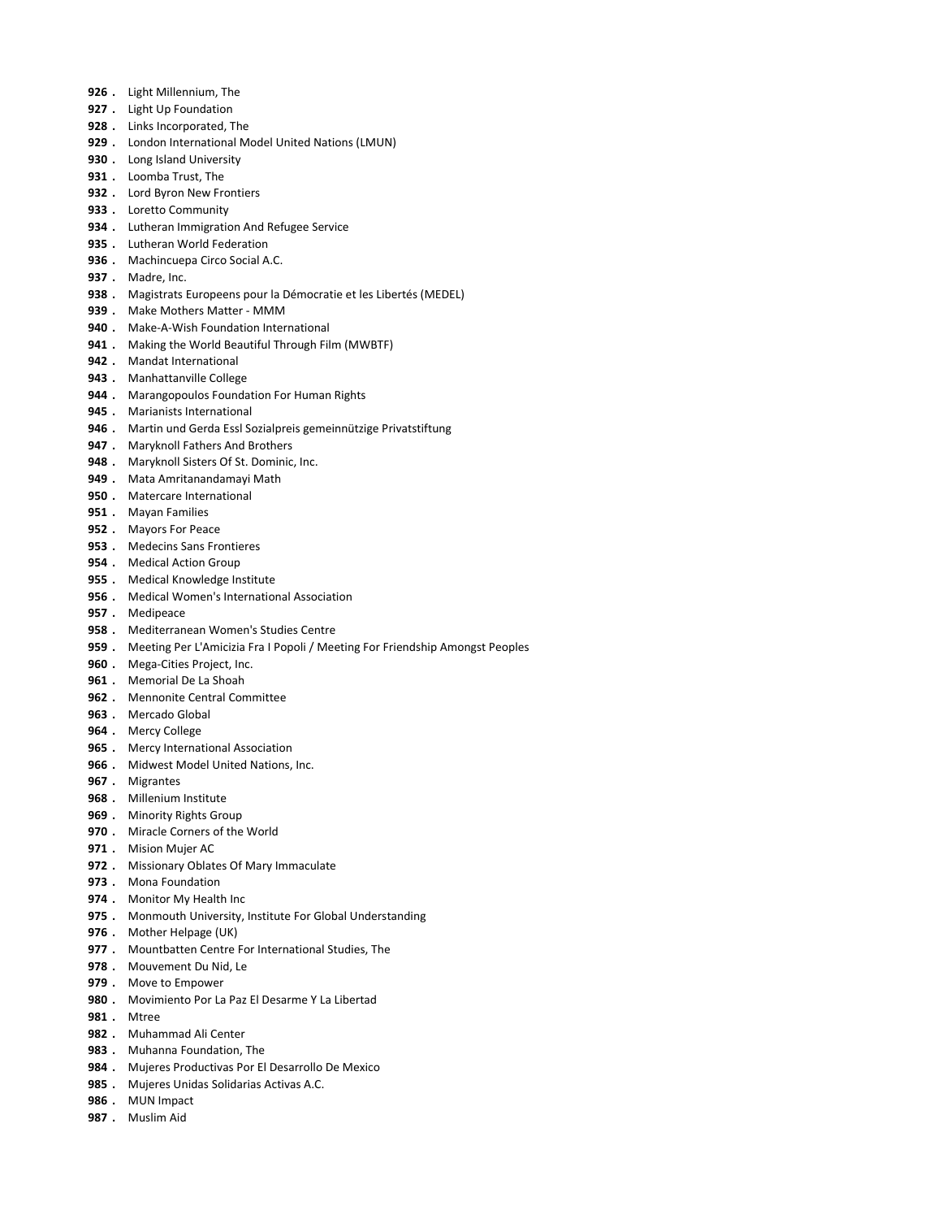**926 .** Light Millennium, The
**927 .** Light Up Foundation
**928 .** Links Incorporated, The
**929 .** London International Model United Nations (LMUN)
**930 .** Long Island University
**931 .** Loomba Trust, The
**932 .** Lord Byron New Frontiers
**933 .** Loretto Community
**934 .** Lutheran Immigration And Refugee Service
**935 .** Lutheran World Federation
**936 .** Machincuepa Circo Social A.C.
**937 .** Madre, Inc.
**938 .** Magistrats Europeens pour la Démocratie et les Libertés (MEDEL)
**939 .** Make Mothers Matter - MMM
**940 .** Make-A-Wish Foundation International
**941 .** Making the World Beautiful Through Film (MWBTF)
**942 .** Mandat International
**943 .** Manhattanville College
**944 .** Marangopoulos Foundation For Human Rights
**945 .** Marianists International
**946 .** Martin und Gerda Essl Sozialpreis gemeinnützige Privatstiftung
**947 .** Maryknoll Fathers And Brothers
**948 .** Maryknoll Sisters Of St. Dominic, Inc.
**949 .** Mata Amritanandamayi Math
**950 .** Matercare International
**951 .** Mayan Families
**952 .** Mayors For Peace
**953 .** Medecins Sans Frontieres
**954 .** Medical Action Group
**955 .** Medical Knowledge Institute
**956 .** Medical Women's International Association
**957 .** Medipeace
**958 .** Mediterranean Women's Studies Centre
**959 .** Meeting Per L'Amicizia Fra I Popoli / Meeting For Friendship Amongst Peoples
**960 .** Mega-Cities Project, Inc.
**961 .** Memorial De La Shoah
**962 .** Mennonite Central Committee
**963 .** Mercado Global
**964 .** Mercy College
**965 .** Mercy International Association
**966 .** Midwest Model United Nations, Inc.
**967 .** Migrantes
**968 .** Millenium Institute
**969 .** Minority Rights Group
**970 .** Miracle Corners of the World
**971 .** Mision Mujer AC
**972 .** Missionary Oblates Of Mary Immaculate
**973 .** Mona Foundation
**974 .** Monitor My Health Inc
**975 .** Monmouth University, Institute For Global Understanding
**976 .** Mother Helpage (UK)
**977 .** Mountbatten Centre For International Studies, The
**978 .** Mouvement Du Nid, Le
**979 .** Move to Empower
**980 .** Movimiento Por La Paz El Desarme Y La Libertad
**981 .** Mtree
**982 .** Muhammad Ali Center
**983 .** Muhanna Foundation, The
**984 .** Mujeres Productivas Por El Desarrollo De Mexico
**985 .** Mujeres Unidas Solidarias Activas A.C.
**986 .** MUN Impact
**987 .** Muslim Aid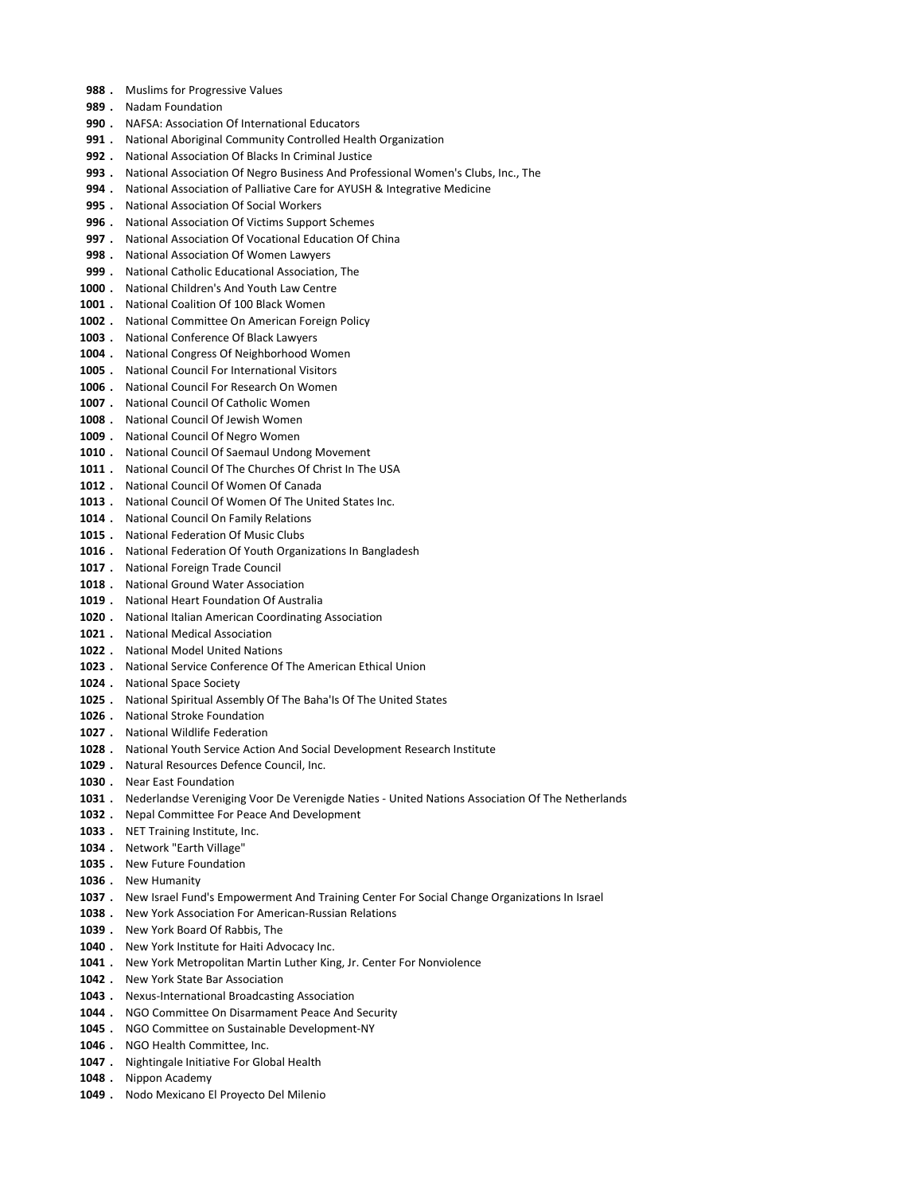988 . Muslims for Progressive Values
989 . Nadam Foundation
990 . NAFSA: Association Of International Educators
991 . National Aboriginal Community Controlled Health Organization
992 . National Association Of Blacks In Criminal Justice
993 . National Association Of Negro Business And Professional Women's Clubs, Inc., The
994 . National Association of Palliative Care for AYUSH & Integrative Medicine
995 . National Association Of Social Workers
996 . National Association Of Victims Support Schemes
997 . National Association Of Vocational Education Of China
998 . National Association Of Women Lawyers
999 . National Catholic Educational Association, The
1000 . National Children's And Youth Law Centre
1001 . National Coalition Of 100 Black Women
1002 . National Committee On American Foreign Policy
1003 . National Conference Of Black Lawyers
1004 . National Congress Of Neighborhood Women
1005 . National Council For International Visitors
1006 . National Council For Research On Women
1007 . National Council Of Catholic Women
1008 . National Council Of Jewish Women
1009 . National Council Of Negro Women
1010 . National Council Of Saemaul Undong Movement
1011 . National Council Of The Churches Of Christ In The USA
1012 . National Council Of Women Of Canada
1013 . National Council Of Women Of The United States Inc.
1014 . National Council On Family Relations
1015 . National Federation Of Music Clubs
1016 . National Federation Of Youth Organizations In Bangladesh
1017 . National Foreign Trade Council
1018 . National Ground Water Association
1019 . National Heart Foundation Of Australia
1020 . National Italian American Coordinating Association
1021 . National Medical Association
1022 . National Model United Nations
1023 . National Service Conference Of The American Ethical Union
1024 . National Space Society
1025 . National Spiritual Assembly Of The Baha'Is Of The United States
1026 . National Stroke Foundation
1027 . National Wildlife Federation
1028 . National Youth Service Action And Social Development Research Institute
1029 . Natural Resources Defence Council, Inc.
1030 . Near East Foundation
1031 . Nederlandse Vereniging Voor De Verenigde Naties - United Nations Association Of The Netherlands
1032 . Nepal Committee For Peace And Development
1033 . NET Training Institute, Inc.
1034 . Network "Earth Village"
1035 . New Future Foundation
1036 . New Humanity
1037 . New Israel Fund's Empowerment And Training Center For Social Change Organizations In Israel
1038 . New York Association For American-Russian Relations
1039 . New York Board Of Rabbis, The
1040 . New York Institute for Haiti Advocacy Inc.
1041 . New York Metropolitan Martin Luther King, Jr. Center For Nonviolence
1042 . New York State Bar Association
1043 . Nexus-International Broadcasting Association
1044 . NGO Committee On Disarmament Peace And Security
1045 . NGO Committee on Sustainable Development-NY
1046 . NGO Health Committee, Inc.
1047 . Nightingale Initiative For Global Health
1048 . Nippon Academy
1049 . Nodo Mexicano El Proyecto Del Milenio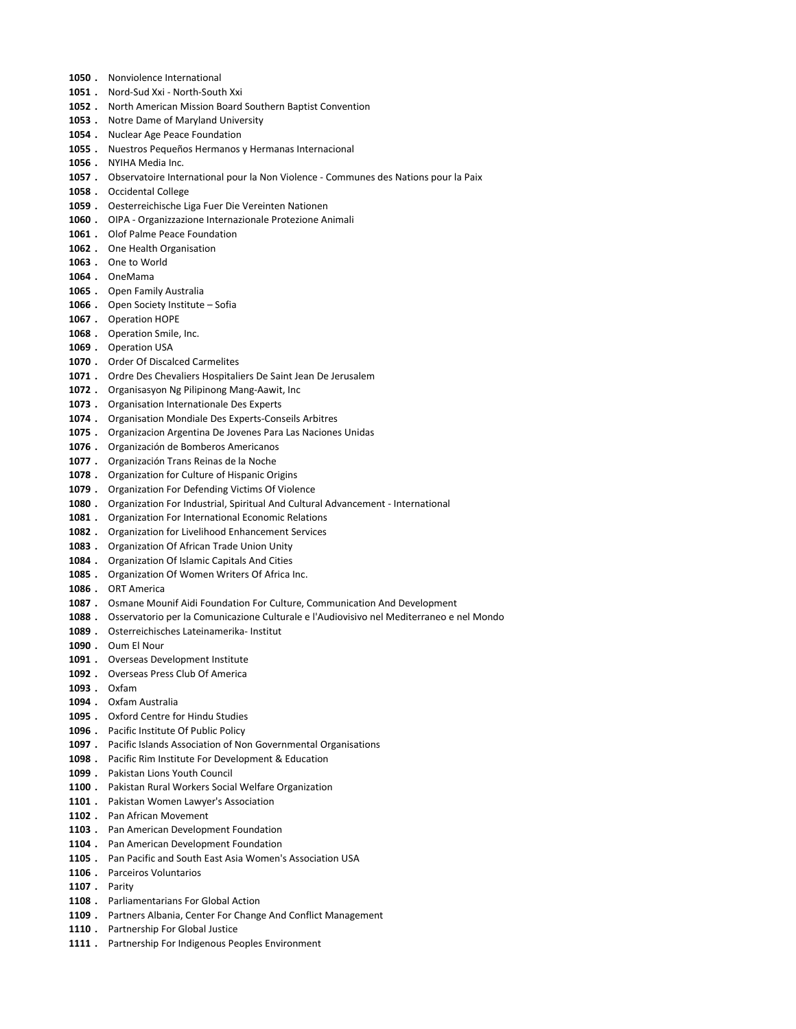**1050 .** Nonviolence International
**1051 .** Nord-Sud Xxi - North-South Xxi
**1052 .** North American Mission Board Southern Baptist Convention
**1053 .** Notre Dame of Maryland University
**1054 .** Nuclear Age Peace Foundation
**1055 .** Nuestros Pequeños Hermanos y Hermanas Internacional
**1056 .** NYIHA Media Inc.
**1057 .** Observatoire International pour la Non Violence - Communes des Nations pour la Paix
**1058 .** Occidental College
**1059 .** Oesterreichische Liga Fuer Die Vereinten Nationen
**1060 .** OIPA - Organizzazione Internazionale Protezione Animali
**1061 .** Olof Palme Peace Foundation
**1062 .** One Health Organisation
**1063 .** One to World
**1064 .** OneMama
**1065 .** Open Family Australia
**1066 .** Open Society Institute – Sofia
**1067 .** Operation HOPE
**1068 .** Operation Smile, Inc.
**1069 .** Operation USA
**1070 .** Order Of Discalced Carmelites
**1071 .** Ordre Des Chevaliers Hospitaliers De Saint Jean De Jerusalem
**1072 .** Organisasyon Ng Pilipinong Mang-Aawit, Inc
**1073 .** Organisation Internationale Des Experts
**1074 .** Organisation Mondiale Des Experts-Conseils Arbitres
**1075 .** Organizacion Argentina De Jovenes Para Las Naciones Unidas
**1076 .** Organización de Bomberos Americanos
**1077 .** Organización Trans Reinas de la Noche
**1078 .** Organization for Culture of Hispanic Origins
**1079 .** Organization For Defending Victims Of Violence
**1080 .** Organization For Industrial, Spiritual And Cultural Advancement - International
**1081 .** Organization For International Economic Relations
**1082 .** Organization for Livelihood Enhancement Services
**1083 .** Organization Of African Trade Union Unity
**1084 .** Organization Of Islamic Capitals And Cities
**1085 .** Organization Of Women Writers Of Africa Inc.
**1086 .** ORT America
**1087 .** Osmane Mounif Aidi Foundation For Culture, Communication And Development
**1088 .** Osservatorio per la Comunicazione Culturale e l'Audiovisivo nel Mediterraneo e nel Mondo
**1089 .** Osterreichisches Lateinamerika- Institut
**1090 .** Oum El Nour
**1091 .** Overseas Development Institute
**1092 .** Overseas Press Club Of America
**1093 .** Oxfam
**1094 .** Oxfam Australia
**1095 .** Oxford Centre for Hindu Studies
**1096 .** Pacific Institute Of Public Policy
**1097 .** Pacific Islands Association of Non Governmental Organisations
**1098 .** Pacific Rim Institute For Development & Education
**1099 .** Pakistan Lions Youth Council
**1100 .** Pakistan Rural Workers Social Welfare Organization
**1101 .** Pakistan Women Lawyer's Association
**1102 .** Pan African Movement
**1103 .** Pan American Development Foundation
**1104 .** Pan American Development Foundation
**1105 .** Pan Pacific and South East Asia Women's Association USA
**1106 .** Parceiros Voluntarios
**1107 .** Parity
**1108 .** Parliamentarians For Global Action
**1109 .** Partners Albania, Center For Change And Conflict Management
**1110 .** Partnership For Global Justice
**1111 .** Partnership For Indigenous Peoples Environment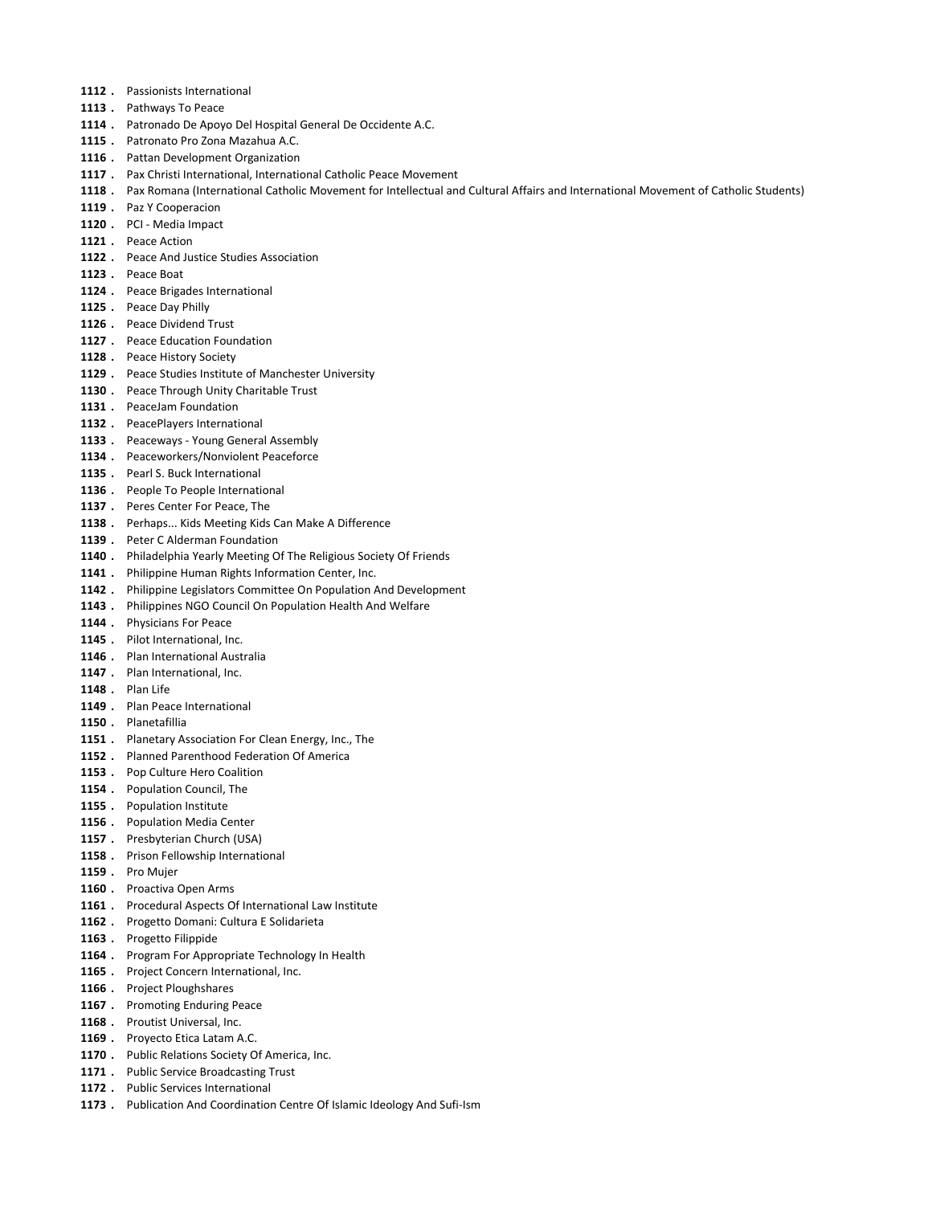**1112 .** Passionists International
**1113 .** Pathways To Peace
**1114 .** Patronado De Apoyo Del Hospital General De Occidente A.C.
**1115 .** Patronato Pro Zona Mazahua A.C.
**1116 .** Pattan Development Organization
**1117 .** Pax Christi International, International Catholic Peace Movement
**1118 .** Pax Romana (International Catholic Movement for Intellectual and Cultural Affairs and International Movement of Catholic Students)
**1119 .** Paz Y Cooperacion
**1120 .** PCI - Media Impact
**1121 .** Peace Action
**1122 .** Peace And Justice Studies Association
**1123 .** Peace Boat
**1124 .** Peace Brigades International
**1125 .** Peace Day Philly
**1126 .** Peace Dividend Trust
**1127 .** Peace Education Foundation
**1128 .** Peace History Society
**1129 .** Peace Studies Institute of Manchester University
**1130 .** Peace Through Unity Charitable Trust
**1131 .** PeaceJam Foundation
**1132 .** PeacePlayers International
**1133 .** Peaceways - Young General Assembly
**1134 .** Peaceworkers/Nonviolent Peaceforce
**1135 .** Pearl S. Buck International
**1136 .** People To People International
**1137 .** Peres Center For Peace, The
**1138 .** Perhaps... Kids Meeting Kids Can Make A Difference
**1139 .** Peter C Alderman Foundation
**1140 .** Philadelphia Yearly Meeting Of The Religious Society Of Friends
**1141 .** Philippine Human Rights Information Center, Inc.
**1142 .** Philippine Legislators Committee On Population And Development
**1143 .** Philippines NGO Council On Population Health And Welfare
**1144 .** Physicians For Peace
**1145 .** Pilot International, Inc.
**1146 .** Plan International Australia
**1147 .** Plan International, Inc.
**1148 .** Plan Life
**1149 .** Plan Peace International
**1150 .** Planetafillia
**1151 .** Planetary Association For Clean Energy, Inc., The
**1152 .** Planned Parenthood Federation Of America
**1153 .** Pop Culture Hero Coalition
**1154 .** Population Council, The
**1155 .** Population Institute
**1156 .** Population Media Center
**1157 .** Presbyterian Church (USA)
**1158 .** Prison Fellowship International
**1159 .** Pro Mujer
**1160 .** Proactiva Open Arms
**1161 .** Procedural Aspects Of International Law Institute
**1162 .** Progetto Domani: Cultura E Solidarieta
**1163 .** Progetto Filippide
**1164 .** Program For Appropriate Technology In Health
**1165 .** Project Concern International, Inc.
**1166 .** Project Ploughshares
**1167 .** Promoting Enduring Peace
**1168 .** Proutist Universal, Inc.
**1169 .** Proyecto Etica Latam A.C.
**1170 .** Public Relations Society Of America, Inc.
**1171 .** Public Service Broadcasting Trust
**1172 .** Public Services International
**1173 .** Publication And Coordination Centre Of Islamic Ideology And Sufi-Ism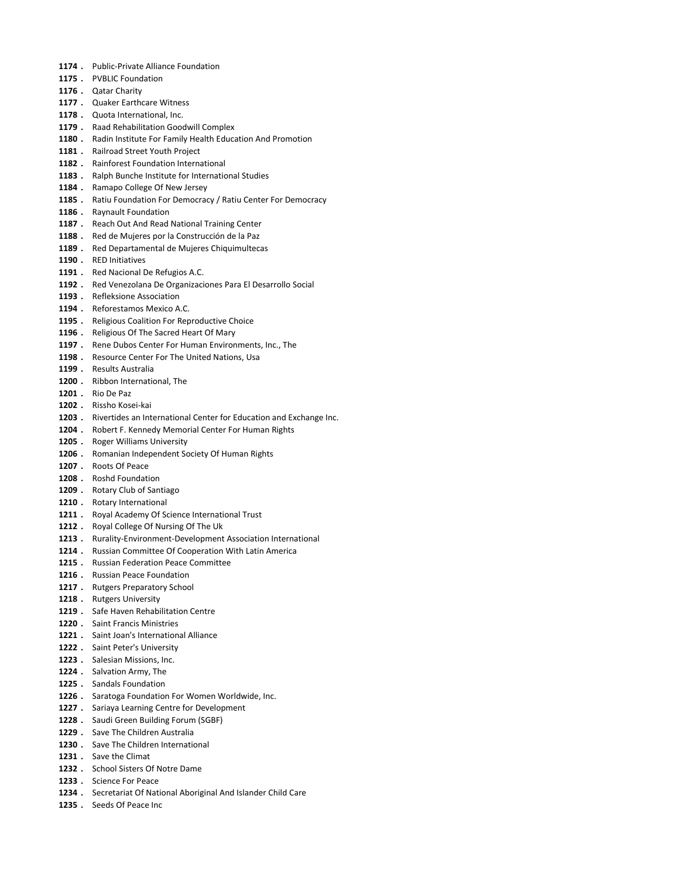1174 . Public-Private Alliance Foundation
1175 . PVBLIC Foundation
1176 . Qatar Charity
1177 . Quaker Earthcare Witness
1178 . Quota International, Inc.
1179 . Raad Rehabilitation Goodwill Complex
1180 . Radin Institute For Family Health Education And Promotion
1181 . Railroad Street Youth Project
1182 . Rainforest Foundation International
1183 . Ralph Bunche Institute for International Studies
1184 . Ramapo College Of New Jersey
1185 . Ratiu Foundation For Democracy / Ratiu Center For Democracy
1186 . Raynault Foundation
1187 . Reach Out And Read National Training Center
1188 . Red de Mujeres por la Construcción de la Paz
1189 . Red Departamental de Mujeres Chiquimultecas
1190 . RED Initiatives
1191 . Red Nacional De Refugios A.C.
1192 . Red Venezolana De Organizaciones Para El Desarrollo Social
1193 . Refleksione Association
1194 . Reforestamos Mexico A.C.
1195 . Religious Coalition For Reproductive Choice
1196 . Religious Of The Sacred Heart Of Mary
1197 . Rene Dubos Center For Human Environments, Inc., The
1198 . Resource Center For The United Nations, Usa
1199 . Results Australia
1200 . Ribbon International, The
1201 . Rio De Paz
1202 . Rissho Kosei-kai
1203 . Rivertides an International Center for Education and Exchange Inc.
1204 . Robert F. Kennedy Memorial Center For Human Rights
1205 . Roger Williams University
1206 . Romanian Independent Society Of Human Rights
1207 . Roots Of Peace
1208 . Roshd Foundation
1209 . Rotary Club of Santiago
1210 . Rotary International
1211 . Royal Academy Of Science International Trust
1212 . Royal College Of Nursing Of The Uk
1213 . Rurality-Environment-Development Association International
1214 . Russian Committee Of Cooperation With Latin America
1215 . Russian Federation Peace Committee
1216 . Russian Peace Foundation
1217 . Rutgers Preparatory School
1218 . Rutgers University
1219 . Safe Haven Rehabilitation Centre
1220 . Saint Francis Ministries
1221 . Saint Joan's International Alliance
1222 . Saint Peter's University
1223 . Salesian Missions, Inc.
1224 . Salvation Army, The
1225 . Sandals Foundation
1226 . Saratoga Foundation For Women Worldwide, Inc.
1227 . Sariaya Learning Centre for Development
1228 . Saudi Green Building Forum (SGBF)
1229 . Save The Children Australia
1230 . Save The Children International
1231 . Save the Climat
1232 . School Sisters Of Notre Dame
1233 . Science For Peace
1234 . Secretariat Of National Aboriginal And Islander Child Care
1235 . Seeds Of Peace Inc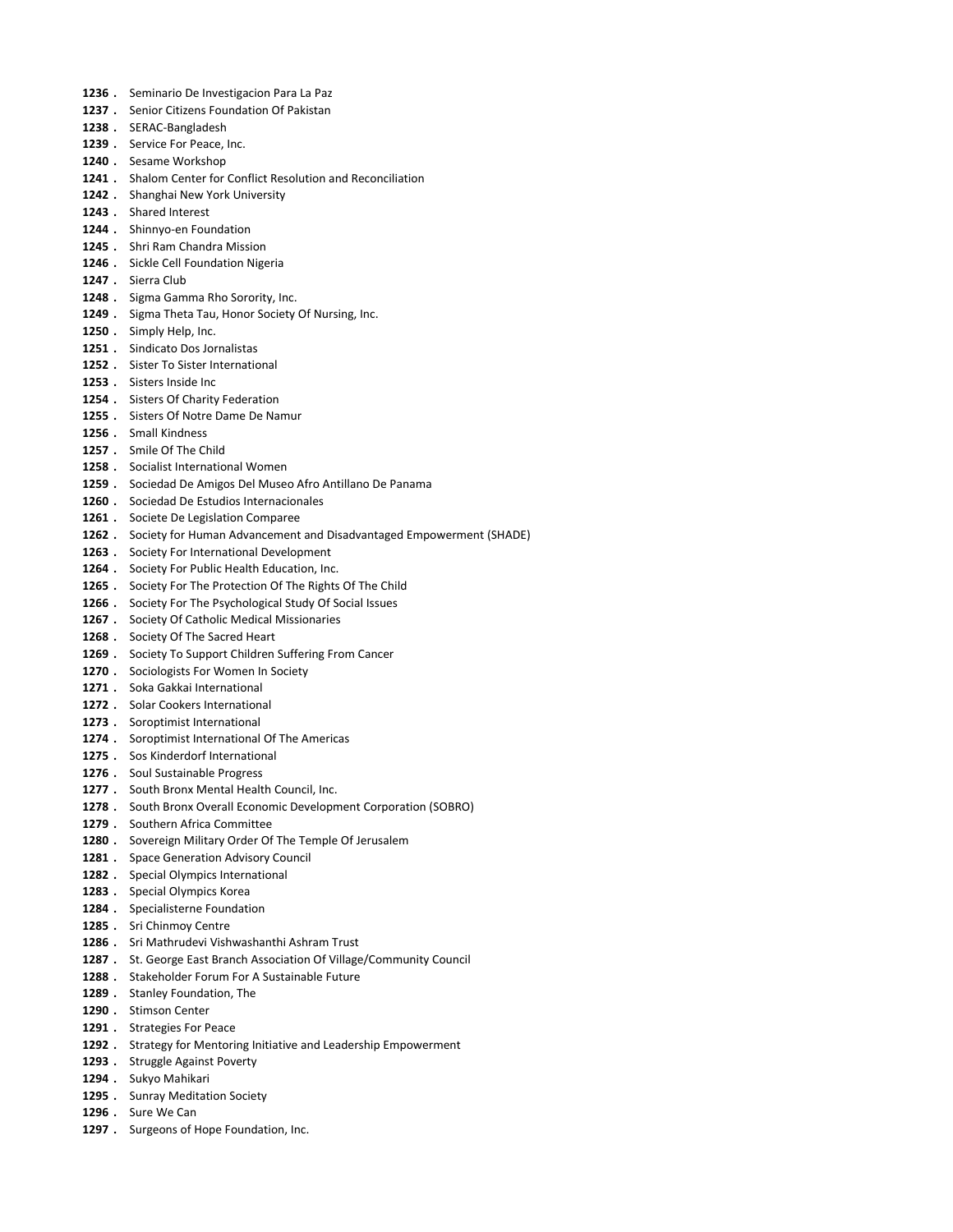1236 . Seminario De Investigacion Para La Paz
1237 . Senior Citizens Foundation Of Pakistan
1238 . SERAC-Bangladesh
1239 . Service For Peace, Inc.
1240 . Sesame Workshop
1241 . Shalom Center for Conflict Resolution and Reconciliation
1242 . Shanghai New York University
1243 . Shared Interest
1244 . Shinnyo-en Foundation
1245 . Shri Ram Chandra Mission
1246 . Sickle Cell Foundation Nigeria
1247 . Sierra Club
1248 . Sigma Gamma Rho Sorority, Inc.
1249 . Sigma Theta Tau, Honor Society Of Nursing, Inc.
1250 . Simply Help, Inc.
1251 . Sindicato Dos Jornalistas
1252 . Sister To Sister International
1253 . Sisters Inside Inc
1254 . Sisters Of Charity Federation
1255 . Sisters Of Notre Dame De Namur
1256 . Small Kindness
1257 . Smile Of The Child
1258 . Socialist International Women
1259 . Sociedad De Amigos Del Museo Afro Antillano De Panama
1260 . Sociedad De Estudios Internacionales
1261 . Societe De Legislation Comparee
1262 . Society for Human Advancement and Disadvantaged Empowerment (SHADE)
1263 . Society For International Development
1264 . Society For Public Health Education, Inc.
1265 . Society For The Protection Of The Rights Of The Child
1266 . Society For The Psychological Study Of Social Issues
1267 . Society Of Catholic Medical Missionaries
1268 . Society Of The Sacred Heart
1269 . Society To Support Children Suffering From Cancer
1270 . Sociologists For Women In Society
1271 . Soka Gakkai International
1272 . Solar Cookers International
1273 . Soroptimist International
1274 . Soroptimist International Of The Americas
1275 . Sos Kinderdorf International
1276 . Soul Sustainable Progress
1277 . South Bronx Mental Health Council, Inc.
1278 . South Bronx Overall Economic Development Corporation (SOBRO)
1279 . Southern Africa Committee
1280 . Sovereign Military Order Of The Temple Of Jerusalem
1281 . Space Generation Advisory Council
1282 . Special Olympics International
1283 . Special Olympics Korea
1284 . Specialisterne Foundation
1285 . Sri Chinmoy Centre
1286 . Sri Mathrudevi Vishwashanthi Ashram Trust
1287 . St. George East Branch Association Of Village/Community Council
1288 . Stakeholder Forum For A Sustainable Future
1289 . Stanley Foundation, The
1290 . Stimson Center
1291 . Strategies For Peace
1292 . Strategy for Mentoring Initiative and Leadership Empowerment
1293 . Struggle Against Poverty
1294 . Sukyo Mahikari
1295 . Sunray Meditation Society
1296 . Sure We Can
1297 . Surgeons of Hope Foundation, Inc.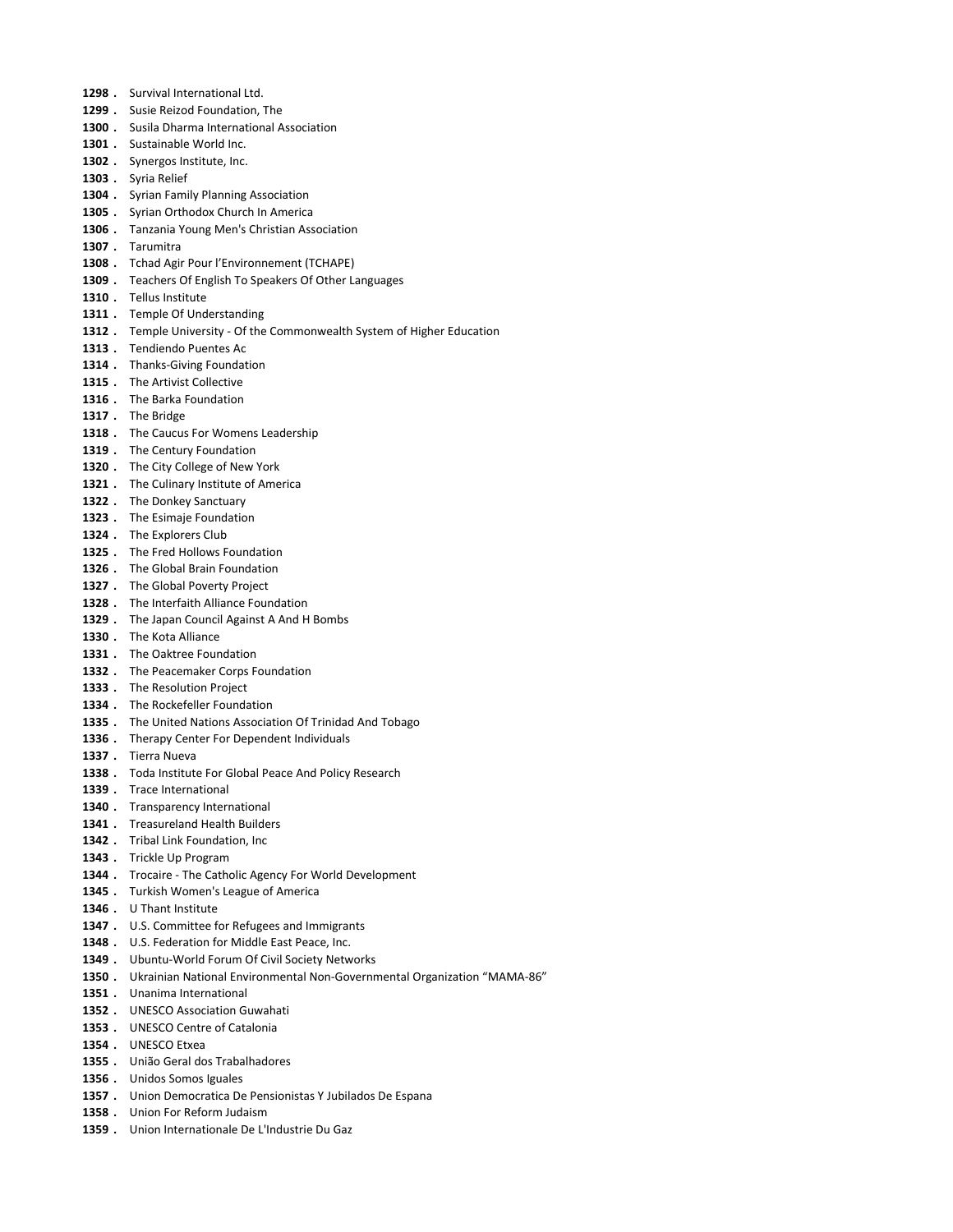**1298 .** Survival International Ltd.
**1299 .** Susie Reizod Foundation, The
**1300 .** Susila Dharma International Association
**1301 .** Sustainable World Inc.
**1302 .** Synergos Institute, Inc.
**1303 .** Syria Relief
**1304 .** Syrian Family Planning Association
**1305 .** Syrian Orthodox Church In America
**1306 .** Tanzania Young Men's Christian Association
**1307 .** Tarumitra
**1308 .** Tchad Agir Pour l'Environnement (TCHAPE)
**1309 .** Teachers Of English To Speakers Of Other Languages
**1310 .** Tellus Institute
**1311 .** Temple Of Understanding
**1312 .** Temple University - Of the Commonwealth System of Higher Education
**1313 .** Tendiendo Puentes Ac
**1314 .** Thanks-Giving Foundation
**1315 .** The Artivist Collective
**1316 .** The Barka Foundation
**1317 .** The Bridge
**1318 .** The Caucus For Womens Leadership
**1319 .** The Century Foundation
**1320 .** The City College of New York
**1321 .** The Culinary Institute of America
**1322 .** The Donkey Sanctuary
**1323 .** The Esimaje Foundation
**1324 .** The Explorers Club
**1325 .** The Fred Hollows Foundation
**1326 .** The Global Brain Foundation
**1327 .** The Global Poverty Project
**1328 .** The Interfaith Alliance Foundation
**1329 .** The Japan Council Against A And H Bombs
**1330 .** The Kota Alliance
**1331 .** The Oaktree Foundation
**1332 .** The Peacemaker Corps Foundation
**1333 .** The Resolution Project
**1334 .** The Rockefeller Foundation
**1335 .** The United Nations Association Of Trinidad And Tobago
**1336 .** Therapy Center For Dependent Individuals
**1337 .** Tierra Nueva
**1338 .** Toda Institute For Global Peace And Policy Research
**1339 .** Trace International
**1340 .** Transparency International
**1341 .** Treasureland Health Builders
**1342 .** Tribal Link Foundation, Inc
**1343 .** Trickle Up Program
**1344 .** Trocaire - The Catholic Agency For World Development
**1345 .** Turkish Women's League of America
**1346 .** U Thant Institute
**1347 .** U.S. Committee for Refugees and Immigrants
**1348 .** U.S. Federation for Middle East Peace, Inc.
**1349 .** Ubuntu-World Forum Of Civil Society Networks
**1350 .** Ukrainian National Environmental Non-Governmental Organization "MAMA-86"
**1351 .** Unanima International
**1352 .** UNESCO Association Guwahati
**1353 .** UNESCO Centre of Catalonia
**1354 .** UNESCO Etxea
**1355 .** União Geral dos Trabalhadores
**1356 .** Unidos Somos Iguales
**1357 .** Union Democratica De Pensionistas Y Jubilados De Espana
**1358 .** Union For Reform Judaism
**1359 .** Union Internationale De L'Industrie Du Gaz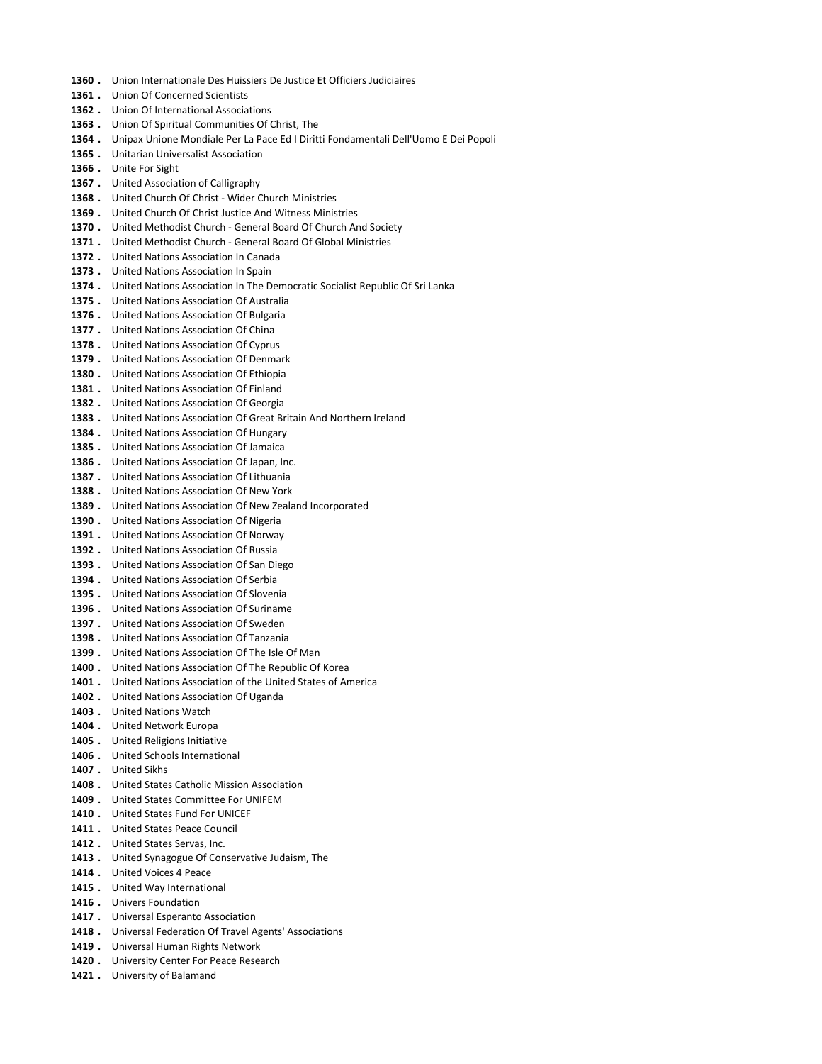**1360 .** Union Internationale Des Huissiers De Justice Et Officiers Judiciaires
**1361 .** Union Of Concerned Scientists
**1362 .** Union Of International Associations
**1363 .** Union Of Spiritual Communities Of Christ, The
**1364 .** Unipax Unione Mondiale Per La Pace Ed I Diritti Fondamentali Dell'Uomo E Dei Popoli
**1365 .** Unitarian Universalist Association
**1366 .** Unite For Sight
**1367 .** United Association of Calligraphy
**1368 .** United Church Of Christ - Wider Church Ministries
**1369 .** United Church Of Christ Justice And Witness Ministries
**1370 .** United Methodist Church - General Board Of Church And Society
**1371 .** United Methodist Church - General Board Of Global Ministries
**1372 .** United Nations Association In Canada
**1373 .** United Nations Association In Spain
**1374 .** United Nations Association In The Democratic Socialist Republic Of Sri Lanka
**1375 .** United Nations Association Of Australia
**1376 .** United Nations Association Of Bulgaria
**1377 .** United Nations Association Of China
**1378 .** United Nations Association Of Cyprus
**1379 .** United Nations Association Of Denmark
**1380 .** United Nations Association Of Ethiopia
**1381 .** United Nations Association Of Finland
**1382 .** United Nations Association Of Georgia
**1383 .** United Nations Association Of Great Britain And Northern Ireland
**1384 .** United Nations Association Of Hungary
**1385 .** United Nations Association Of Jamaica
**1386 .** United Nations Association Of Japan, Inc.
**1387 .** United Nations Association Of Lithuania
**1388 .** United Nations Association Of New York
**1389 .** United Nations Association Of New Zealand Incorporated
**1390 .** United Nations Association Of Nigeria
**1391 .** United Nations Association Of Norway
**1392 .** United Nations Association Of Russia
**1393 .** United Nations Association Of San Diego
**1394 .** United Nations Association Of Serbia
**1395 .** United Nations Association Of Slovenia
**1396 .** United Nations Association Of Suriname
**1397 .** United Nations Association Of Sweden
**1398 .** United Nations Association Of Tanzania
**1399 .** United Nations Association Of The Isle Of Man
**1400 .** United Nations Association Of The Republic Of Korea
**1401 .** United Nations Association of the United States of America
**1402 .** United Nations Association Of Uganda
**1403 .** United Nations Watch
**1404 .** United Network Europa
**1405 .** United Religions Initiative
**1406 .** United Schools International
**1407 .** United Sikhs
**1408 .** United States Catholic Mission Association
**1409 .** United States Committee For UNIFEM
**1410 .** United States Fund For UNICEF
**1411 .** United States Peace Council
**1412 .** United States Servas, Inc.
**1413 .** United Synagogue Of Conservative Judaism, The
**1414 .** United Voices 4 Peace
**1415 .** United Way International
**1416 .** Univers Foundation
**1417 .** Universal Esperanto Association
**1418 .** Universal Federation Of Travel Agents' Associations
**1419 .** Universal Human Rights Network
**1420 .** University Center For Peace Research
**1421 .** University of Balamand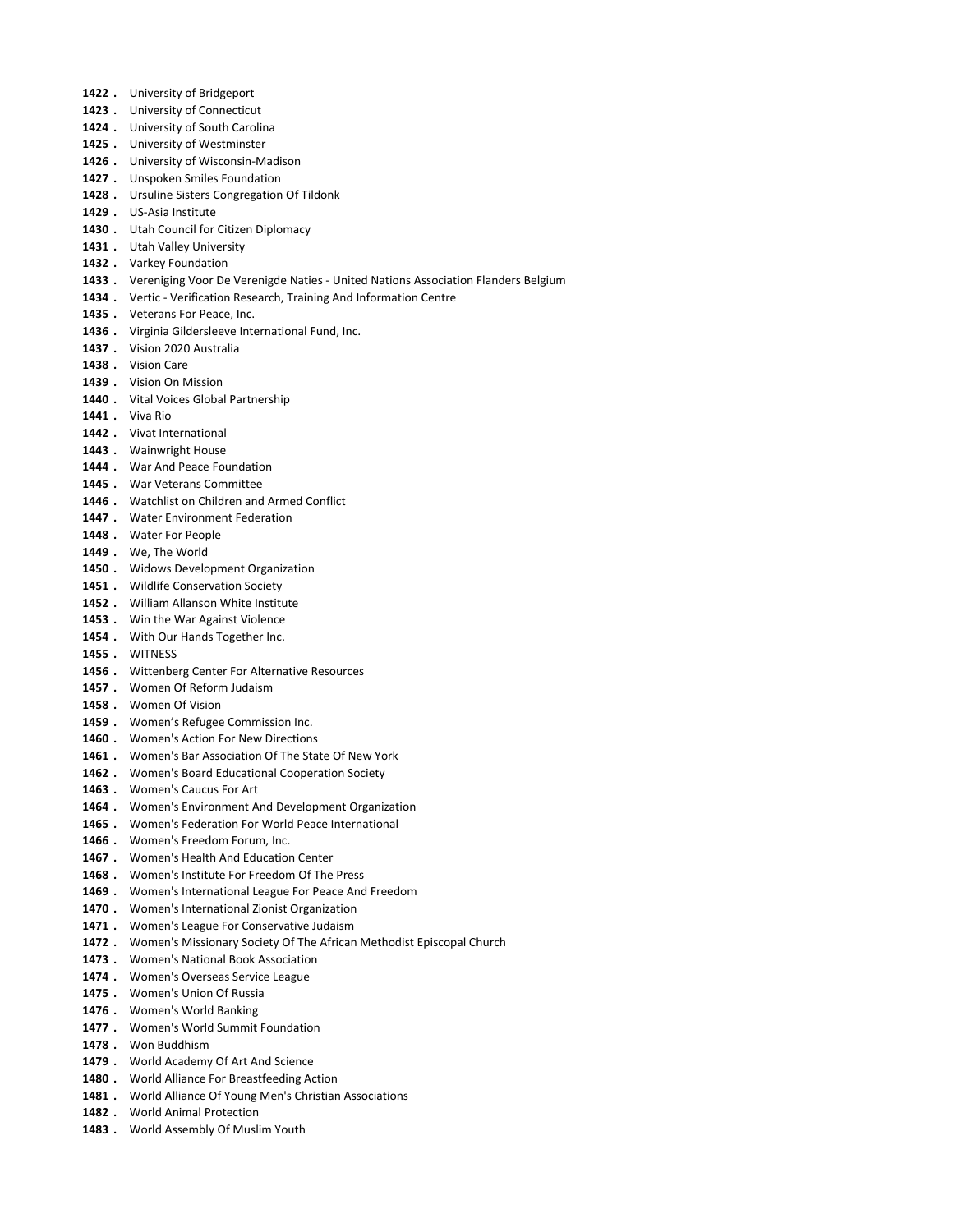1422 . University of Bridgeport
1423 . University of Connecticut
1424 . University of South Carolina
1425 . University of Westminster
1426 . University of Wisconsin-Madison
1427 . Unspoken Smiles Foundation
1428 . Ursuline Sisters Congregation Of Tildonk
1429 . US-Asia Institute
1430 . Utah Council for Citizen Diplomacy
1431 . Utah Valley University
1432 . Varkey Foundation
1433 . Vereniging Voor De Verenigde Naties - United Nations Association Flanders Belgium
1434 . Vertic - Verification Research, Training And Information Centre
1435 . Veterans For Peace, Inc.
1436 . Virginia Gildersleeve International Fund, Inc.
1437 . Vision 2020 Australia
1438 . Vision Care
1439 . Vision On Mission
1440 . Vital Voices Global Partnership
1441 . Viva Rio
1442 . Vivat International
1443 . Wainwright House
1444 . War And Peace Foundation
1445 . War Veterans Committee
1446 . Watchlist on Children and Armed Conflict
1447 . Water Environment Federation
1448 . Water For People
1449 . We, The World
1450 . Widows Development Organization
1451 . Wildlife Conservation Society
1452 . William Allanson White Institute
1453 . Win the War Against Violence
1454 . With Our Hands Together Inc.
1455 . WITNESS
1456 . Wittenberg Center For Alternative Resources
1457 . Women Of Reform Judaism
1458 . Women Of Vision
1459 . Women’s Refugee Commission Inc.
1460 . Women's Action For New Directions
1461 . Women's Bar Association Of The State Of New York
1462 . Women's Board Educational Cooperation Society
1463 . Women's Caucus For Art
1464 . Women's Environment And Development Organization
1465 . Women's Federation For World Peace International
1466 . Women's Freedom Forum, Inc.
1467 . Women's Health And Education Center
1468 . Women's Institute For Freedom Of The Press
1469 . Women's International League For Peace And Freedom
1470 . Women's International Zionist Organization
1471 . Women's League For Conservative Judaism
1472 . Women's Missionary Society Of The African Methodist Episcopal Church
1473 . Women's National Book Association
1474 . Women's Overseas Service League
1475 . Women's Union Of Russia
1476 . Women's World Banking
1477 . Women's World Summit Foundation
1478 . Won Buddhism
1479 . World Academy Of Art And Science
1480 . World Alliance For Breastfeeding Action
1481 . World Alliance Of Young Men's Christian Associations
1482 . World Animal Protection
1483 . World Assembly Of Muslim Youth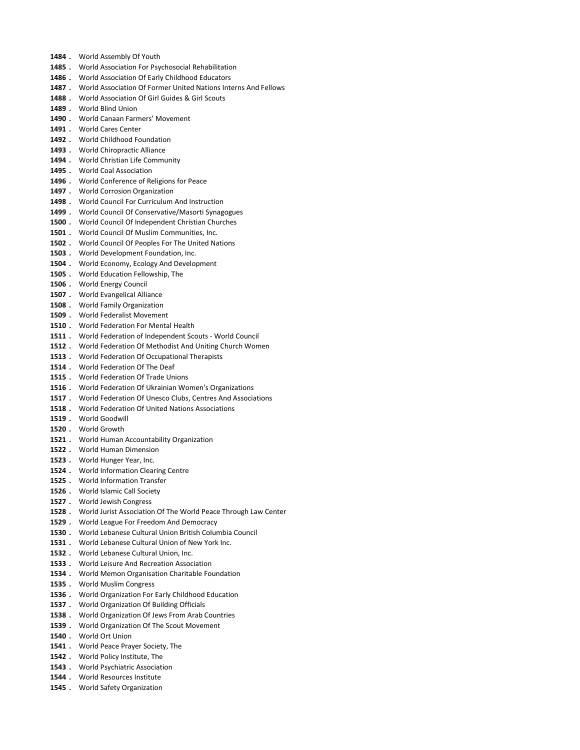1484 . World Assembly Of Youth
1485 . World Association For Psychosocial Rehabilitation
1486 . World Association Of Early Childhood Educators
1487 . World Association Of Former United Nations Interns And Fellows
1488 . World Association Of Girl Guides & Girl Scouts
1489 . World Blind Union
1490 . World Canaan Farmers' Movement
1491 . World Cares Center
1492 . World Childhood Foundation
1493 . World Chiropractic Alliance
1494 . World Christian Life Community
1495 . World Coal Association
1496 . World Conference of Religions for Peace
1497 . World Corrosion Organization
1498 . World Council For Curriculum And Instruction
1499 . World Council Of Conservative/Masorti Synagogues
1500 . World Council Of Independent Christian Churches
1501 . World Council Of Muslim Communities, Inc.
1502 . World Council Of Peoples For The United Nations
1503 . World Development Foundation, Inc.
1504 . World Economy, Ecology And Development
1505 . World Education Fellowship, The
1506 . World Energy Council
1507 . World Evangelical Alliance
1508 . World Family Organization
1509 . World Federalist Movement
1510 . World Federation For Mental Health
1511 . World Federation of Independent Scouts - World Council
1512 . World Federation Of Methodist And Uniting Church Women
1513 . World Federation Of Occupational Therapists
1514 . World Federation Of The Deaf
1515 . World Federation Of Trade Unions
1516 . World Federation Of Ukrainian Women's Organizations
1517 . World Federation Of Unesco Clubs, Centres And Associations
1518 . World Federation Of United Nations Associations
1519 . World Goodwill
1520 . World Growth
1521 . World Human Accountability Organization
1522 . World Human Dimension
1523 . World Hunger Year, Inc.
1524 . World Information Clearing Centre
1525 . World Information Transfer
1526 . World Islamic Call Society
1527 . World Jewish Congress
1528 . World Jurist Association Of The World Peace Through Law Center
1529 . World League For Freedom And Democracy
1530 . World Lebanese Cultural Union British Columbia Council
1531 . World Lebanese Cultural Union of New York Inc.
1532 . World Lebanese Cultural Union, Inc.
1533 . World Leisure And Recreation Association
1534 . World Memon Organisation Charitable Foundation
1535 . World Muslim Congress
1536 . World Organization For Early Childhood Education
1537 . World Organization Of Building Officials
1538 . World Organization Of Jews From Arab Countries
1539 . World Organization Of The Scout Movement
1540 . World Ort Union
1541 . World Peace Prayer Society, The
1542 . World Policy Institute, The
1543 . World Psychiatric Association
1544 . World Resources Institute
1545 . World Safety Organization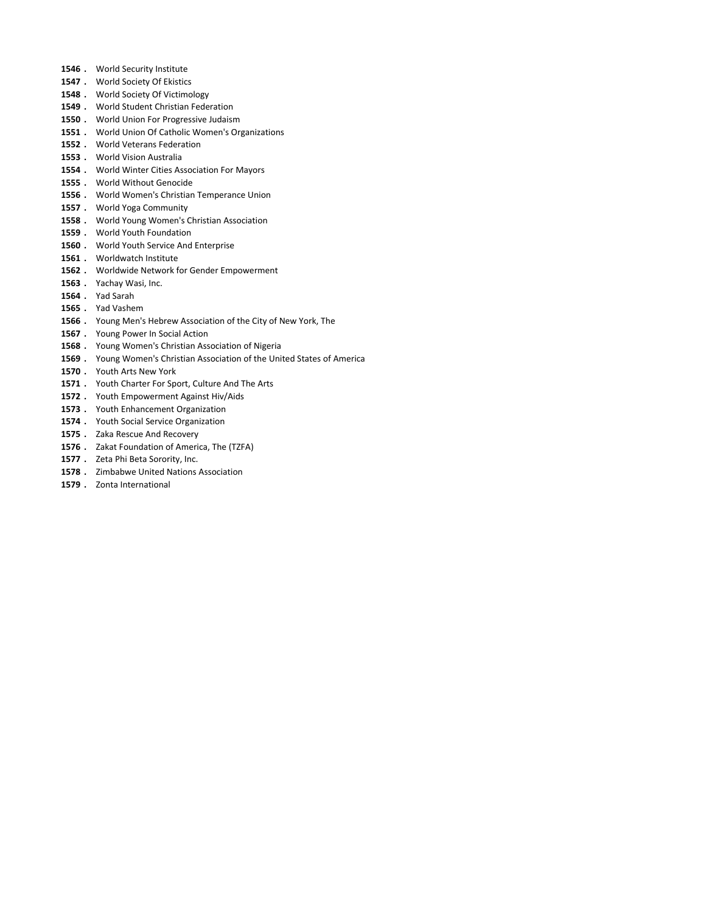**1546 .** World Security Institute
**1547 .** World Society Of Ekistics
**1548 .** World Society Of Victimology
**1549 .** World Student Christian Federation
**1550 .** World Union For Progressive Judaism
**1551 .** World Union Of Catholic Women's Organizations
**1552 .** World Veterans Federation
**1553 .** World Vision Australia
**1554 .** World Winter Cities Association For Mayors
**1555 .** World Without Genocide
**1556 .** World Women's Christian Temperance Union
**1557 .** World Yoga Community
**1558 .** World Young Women's Christian Association
**1559 .** World Youth Foundation
**1560 .** World Youth Service And Enterprise
**1561 .** Worldwatch Institute
**1562 .** Worldwide Network for Gender Empowerment
**1563 .** Yachay Wasi, Inc.
**1564 .** Yad Sarah
**1565 .** Yad Vashem
**1566 .** Young Men's Hebrew Association of the City of New York, The
**1567 .** Young Power In Social Action
**1568 .** Young Women's Christian Association of Nigeria
**1569 .** Young Women's Christian Association of the United States of America
**1570 .** Youth Arts New York
**1571 .** Youth Charter For Sport, Culture And The Arts
**1572 .** Youth Empowerment Against Hiv/Aids
**1573 .** Youth Enhancement Organization
**1574 .** Youth Social Service Organization
**1575 .** Zaka Rescue And Recovery
**1576 .** Zakat Foundation of America, The (TZFA)
**1577 .** Zeta Phi Beta Sorority, Inc.
**1578 .** Zimbabwe United Nations Association
**1579 .** Zonta International